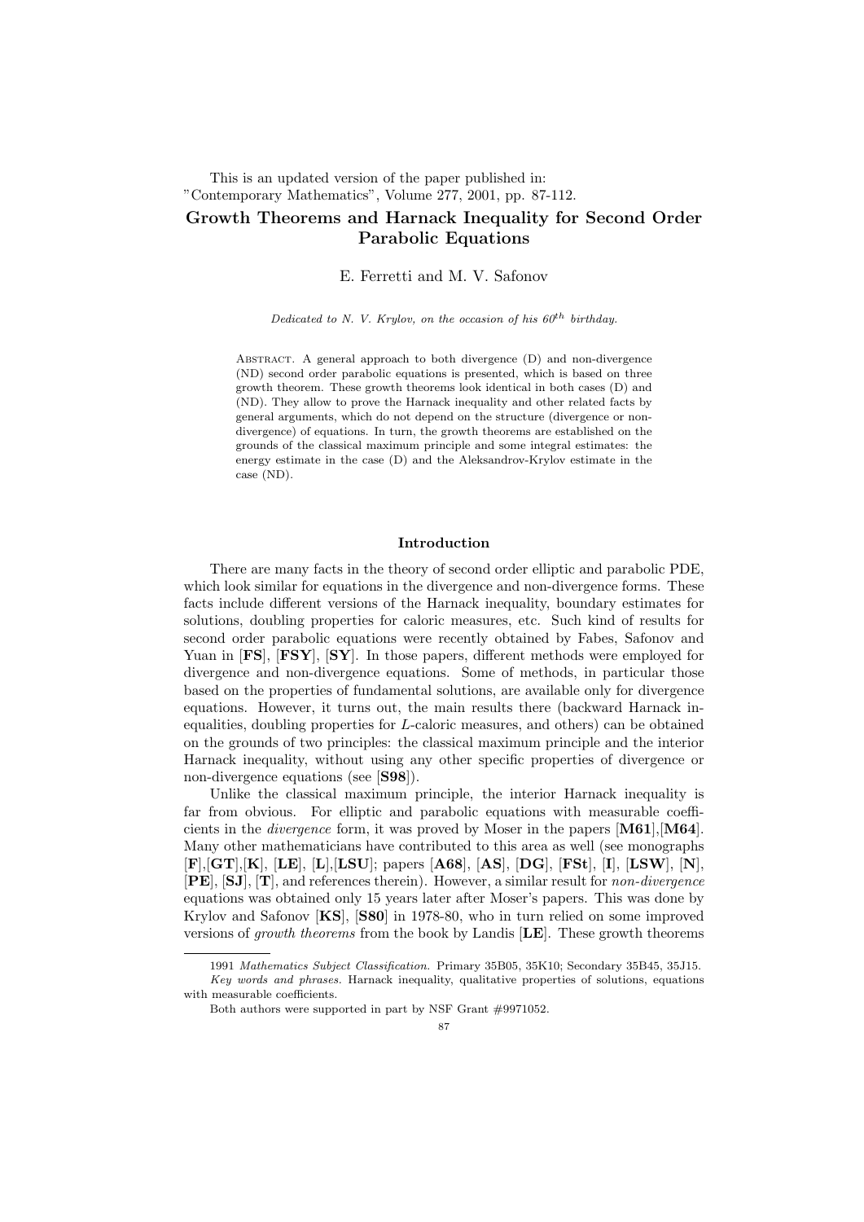This is an updated version of the paper published in:
"Contemporary Mathematics", Volume 277, 2001, pp. 87-112.

# Growth Theorems and Harnack Inequality for Second Order Parabolic Equations

E. Ferretti and M. V. Safonov

*Dedicated to N. V. Krylov, on the occasion of his $60^{th}$ birthday.*

Abstract. A general approach to both divergence (D) and non-divergence (ND) second order parabolic equations is presented, which is based on three growth theorem. These growth theorems look identical in both cases (D) and (ND). They allow to prove the Harnack inequality and other related facts by general arguments, which do not depend on the structure (divergence or non-divergence) of equations. In turn, the growth theorems are established on the grounds of the classical maximum principle and some integral estimates: the energy estimate in the case (D) and the Aleksandrov-Krylov estimate in the case (ND).

## Introduction

There are many facts in the theory of second order elliptic and parabolic PDE, which look similar for equations in the divergence and non-divergence forms. These facts include different versions of the Harnack inequality, boundary estimates for solutions, doubling properties for caloric measures, etc. Such kind of results for second order parabolic equations were recently obtained by Fabes, Safonov and Yuan in [**FS**], [**FSY**], [**SY**]. In those papers, different methods were employed for divergence and non-divergence equations. Some of methods, in particular those based on the properties of fundamental solutions, are available only for divergence equations. However, it turns out, the main results there (backward Harnack inequalities, doubling properties for $L$-caloric measures, and others) can be obtained on the grounds of two principles: the classical maximum principle and the interior Harnack inequality, without using any other specific properties of divergence or non-divergence equations (see [**S98**]).

Unlike the classical maximum principle, the interior Harnack inequality is far from obvious. For elliptic and parabolic equations with measurable coefficients in the *divergence* form, it was proved by Moser in the papers [**M61**],[**M64**]. Many other mathematicians have contributed to this area as well (see monographs [**F**],[**GT**],[**K**], [**LE**], [**L**],[**LSU**]; papers [**A68**], [**AS**], [**DG**], [**FSt**], [**I**], [**LSW**], [**N**], [**PE**], [**SJ**], [**T**], and references therein). However, a similar result for *non-divergence* equations was obtained only 15 years later after Moser's papers. This was done by Krylov and Safonov [**KS**], [**S80**] in 1978-80, who in turn relied on some improved versions of *growth theorems* from the book by Landis [**LE**]. These growth theorems

1991 *Mathematics Subject Classification.* Primary 35B05, 35K10; Secondary 35B45, 35J15.

*Key words and phrases.* Harnack inequality, qualitative properties of solutions, equations with measurable coefficients.

Both authors were supported in part by NSF Grant #9971052.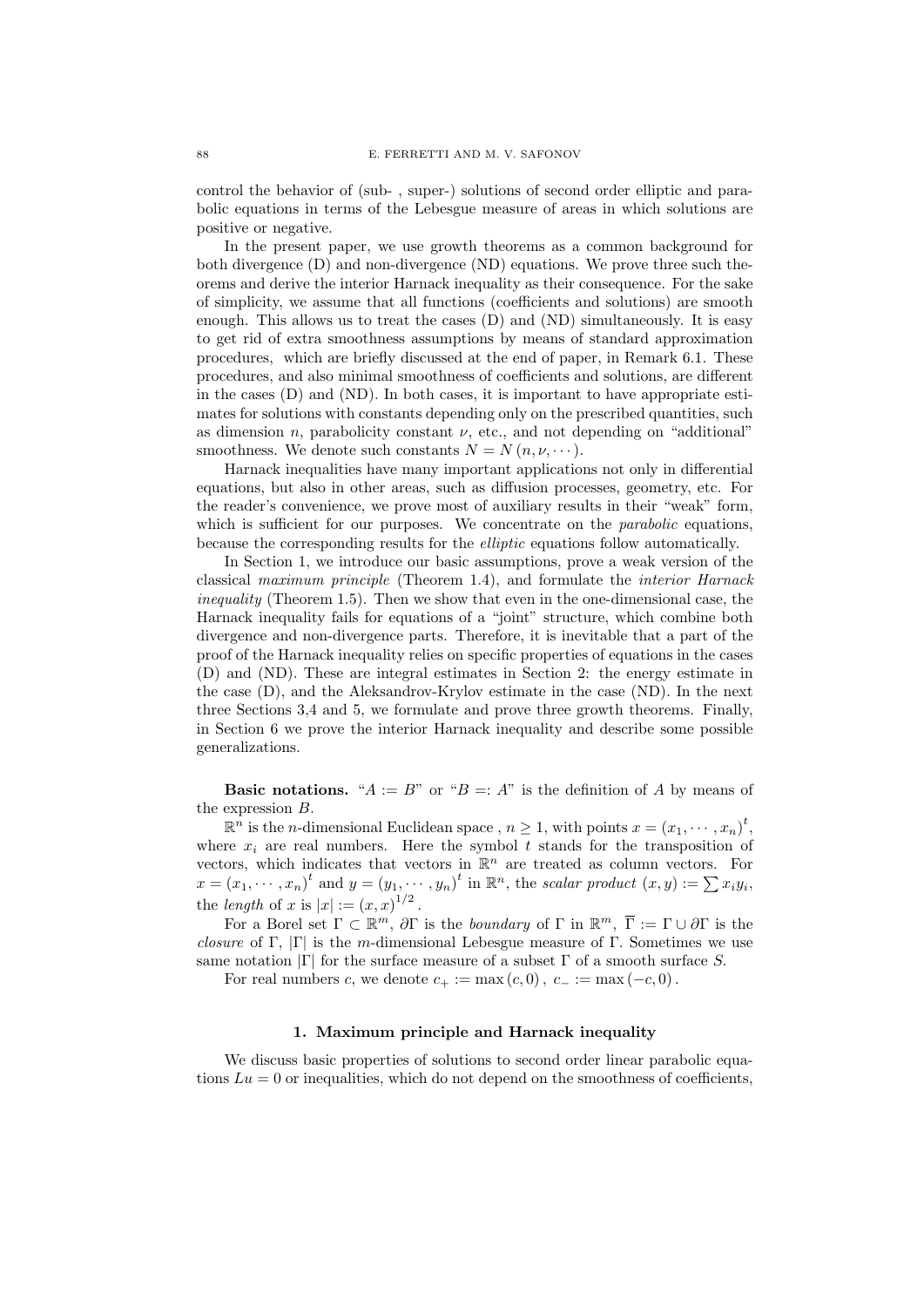control the behavior of (sub- , super-) solutions of second order elliptic and parabolic equations in terms of the Lebesgue measure of areas in which solutions are positive or negative.

In the present paper, we use growth theorems as a common background for both divergence (D) and non-divergence (ND) equations. We prove three such theorems and derive the interior Harnack inequality as their consequence. For the sake of simplicity, we assume that all functions (coefficients and solutions) are smooth enough. This allows us to treat the cases (D) and (ND) simultaneously. It is easy to get rid of extra smoothness assumptions by means of standard approximation procedures, which are briefly discussed at the end of paper, in Remark 6.1. These procedures, and also minimal smoothness of coefficients and solutions, are different in the cases (D) and (ND). In both cases, it is important to have appropriate estimates for solutions with constants depending only on the prescribed quantities, such as dimension $n$, parabolicity constant $\nu$, etc., and not depending on "additional" smoothness. We denote such constants $N = N(n, \nu, \cdots)$.

Harnack inequalities have many important applications not only in differential equations, but also in other areas, such as diffusion processes, geometry, etc. For the reader's convenience, we prove most of auxiliary results in their "weak" form, which is sufficient for our purposes. We concentrate on the *parabolic* equations, because the corresponding results for the *elliptic* equations follow automatically.

In Section 1, we introduce our basic assumptions, prove a weak version of the classical *maximum principle* (Theorem 1.4), and formulate the *interior Harnack inequality* (Theorem 1.5). Then we show that even in the one-dimensional case, the Harnack inequality fails for equations of a "joint" structure, which combine both divergence and non-divergence parts. Therefore, it is inevitable that a part of the proof of the Harnack inequality relies on specific properties of equations in the cases (D) and (ND). These are integral estimates in Section 2: the energy estimate in the case (D), and the Aleksandrov-Krylov estimate in the case (ND). In the next three Sections 3,4 and 5, we formulate and prove three growth theorems. Finally, in Section 6 we prove the interior Harnack inequality and describe some possible generalizations.

**Basic notations.** "$A := B$" or "$B =: A$" is the definition of $A$ by means of the expression $B$.

$\mathbb{R}^n$ is the $n$-dimensional Euclidean space , $n \geq 1$, with points $x = (x_1, \cdots, x_n)^t$, where $x_i$ are real numbers. Here the symbol $t$ stands for the transposition of vectors, which indicates that vectors in $\mathbb{R}^n$ are treated as column vectors. For $x = (x_1, \cdots, x_n)^t$ and $y = (y_1, \cdots, y_n)^t$ in $\mathbb{R}^n$, the *scalar product* $(x, y) := \sum x_i y_i$, the *length* of $x$ is $|x| := (x, x)^{1/2}$.

For a Borel set $\Gamma \subset \mathbb{R}^m$, $\partial\Gamma$ is the *boundary* of $\Gamma$ in $\mathbb{R}^m$, $\overline{\Gamma} := \Gamma \cup \partial\Gamma$ is the *closure* of $\Gamma$, $|\Gamma|$ is the $m$-dimensional Lebesgue measure of $\Gamma$. Sometimes we use same notation $|\Gamma|$ for the surface measure of a subset $\Gamma$ of a smooth surface $S$.

For real numbers $c$, we denote $c_+ := \max(c, 0)$, $c_- := \max(-c, 0)$.

## 1. Maximum principle and Harnack inequality

We discuss basic properties of solutions to second order linear parabolic equations $Lu = 0$ or inequalities, which do not depend on the smoothness of coefficients,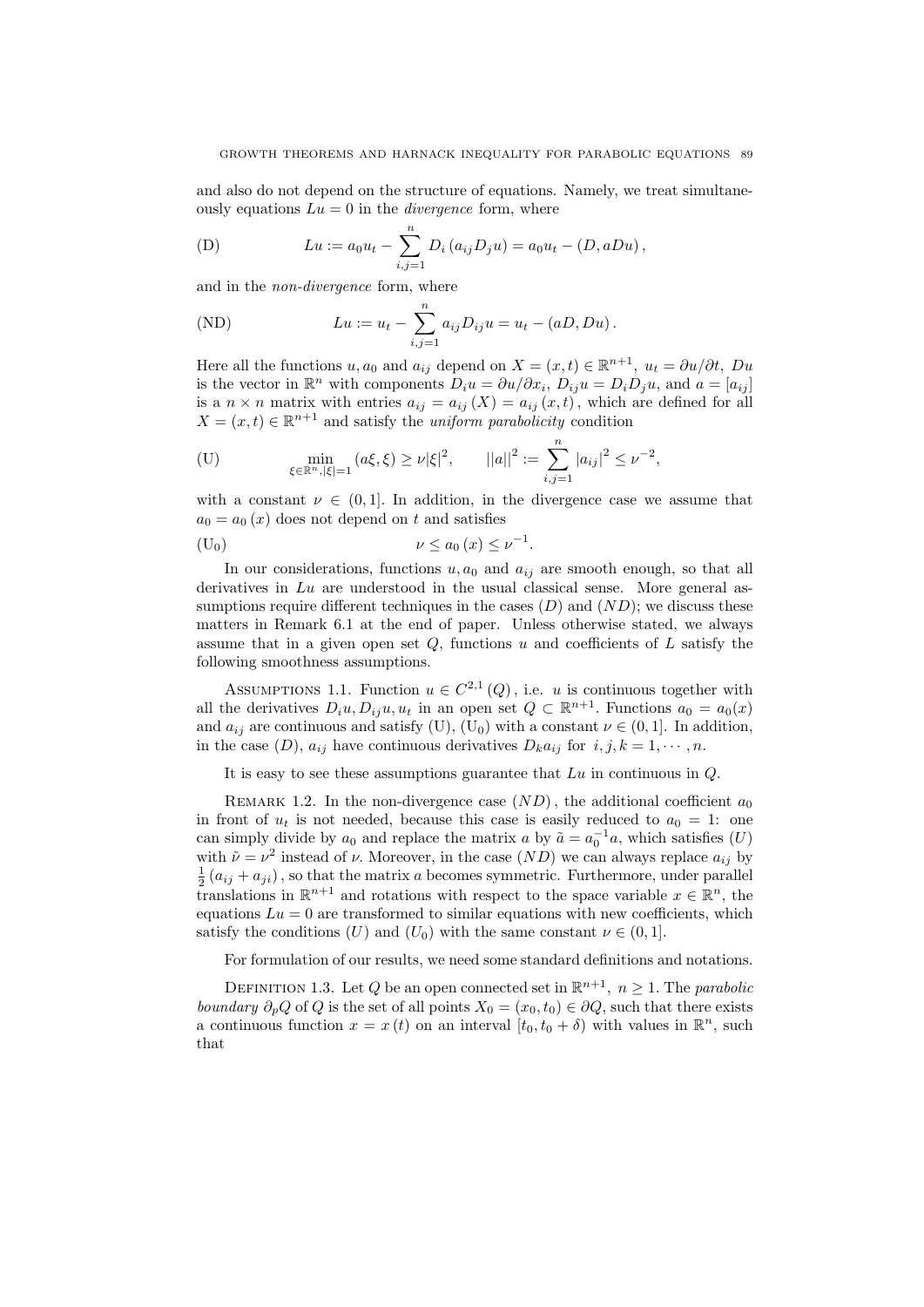and also do not depend on the structure of equations. Namely, we treat simultaneously equations $Lu = 0$ in the *divergence* form, where

$$Lu := a_0 u_t - \sum_{i,j=1}^{n} D_i \left( a_{ij} D_j u \right) = a_0 u_t - (D, aDu)\,, \tag{D}$$

and in the *non-divergence* form, where

$$Lu := u_t - \sum_{i,j=1}^{n} a_{ij} D_{ij} u = u_t - (aD, Du)\,. \tag{ND}$$

Here all the functions $u, a_0$ and $a_{ij}$ depend on $X = (x,t) \in \mathbb{R}^{n+1}$, $u_t = \partial u/\partial t$, $Du$ is the vector in $\mathbb{R}^n$ with components $D_i u = \partial u/\partial x_i$, $D_{ij} u = D_i D_j u$, and $a = [a_{ij}]$ is a $n \times n$ matrix with entries $a_{ij} = a_{ij}(X) = a_{ij}(x,t)$, which are defined for all $X = (x,t) \in \mathbb{R}^{n+1}$ and satisfy the *uniform parabolicity* condition

$$\min_{\xi \in \mathbb{R}^n, |\xi|=1} (a\xi, \xi) \geq \nu |\xi|^2, \qquad ||a||^2 := \sum_{i,j=1}^{n} |a_{ij}|^2 \leq \nu^{-2}, \tag{U}$$

with a constant $\nu \in (0,1]$. In addition, in the divergence case we assume that $a_0 = a_0(x)$ does not depend on $t$ and satisfies

$$\nu \leq a_0(x) \leq \nu^{-1}. \tag{U$_0$}$$

In our considerations, functions $u, a_0$ and $a_{ij}$ are smooth enough, so that all derivatives in $Lu$ are understood in the usual classical sense. More general assumptions require different techniques in the cases $(D)$ and $(ND)$; we discuss these matters in Remark 6.1 at the end of paper. Unless otherwise stated, we always assume that in a given open set $Q$, functions $u$ and coefficients of $L$ satisfy the following smoothness assumptions.

ASSUMPTIONS 1.1. Function $u \in C^{2,1}(Q)$, i.e. $u$ is continuous together with all the derivatives $D_i u, D_{ij} u, u_t$ in an open set $Q \subset \mathbb{R}^{n+1}$. Functions $a_0 = a_0(x)$ and $a_{ij}$ are continuous and satisfy (U), (U$_0$) with a constant $\nu \in (0,1]$. In addition, in the case $(D)$, $a_{ij}$ have continuous derivatives $D_k a_{ij}$ for $i, j, k = 1, \cdots, n$.

It is easy to see these assumptions guarantee that $Lu$ in continuous in $Q$.

REMARK 1.2. In the non-divergence case $(ND)$, the additional coefficient $a_0$ in front of $u_t$ is not needed, because this case is easily reduced to $a_0 = 1$: one can simply divide by $a_0$ and replace the matrix $a$ by $\tilde{a} = a_0^{-1} a$, which satisfies $(U)$ with $\tilde{\nu} = \nu^2$ instead of $\nu$. Moreover, in the case $(ND)$ we can always replace $a_{ij}$ by $\frac{1}{2}(a_{ij} + a_{ji})$, so that the matrix $a$ becomes symmetric. Furthermore, under parallel translations in $\mathbb{R}^{n+1}$ and rotations with respect to the space variable $x \in \mathbb{R}^n$, the equations $Lu = 0$ are transformed to similar equations with new coefficients, which satisfy the conditions $(U)$ and $(U_0)$ with the same constant $\nu \in (0,1]$.

For formulation of our results, we need some standard definitions and notations.

DEFINITION 1.3. Let $Q$ be an open connected set in $\mathbb{R}^{n+1}$, $n \geq 1$. The *parabolic boundary* $\partial_p Q$ of $Q$ is the set of all points $X_0 = (x_0, t_0) \in \partial Q$, such that there exists a continuous function $x = x(t)$ on an interval $[t_0, t_0 + \delta)$ with values in $\mathbb{R}^n$, such that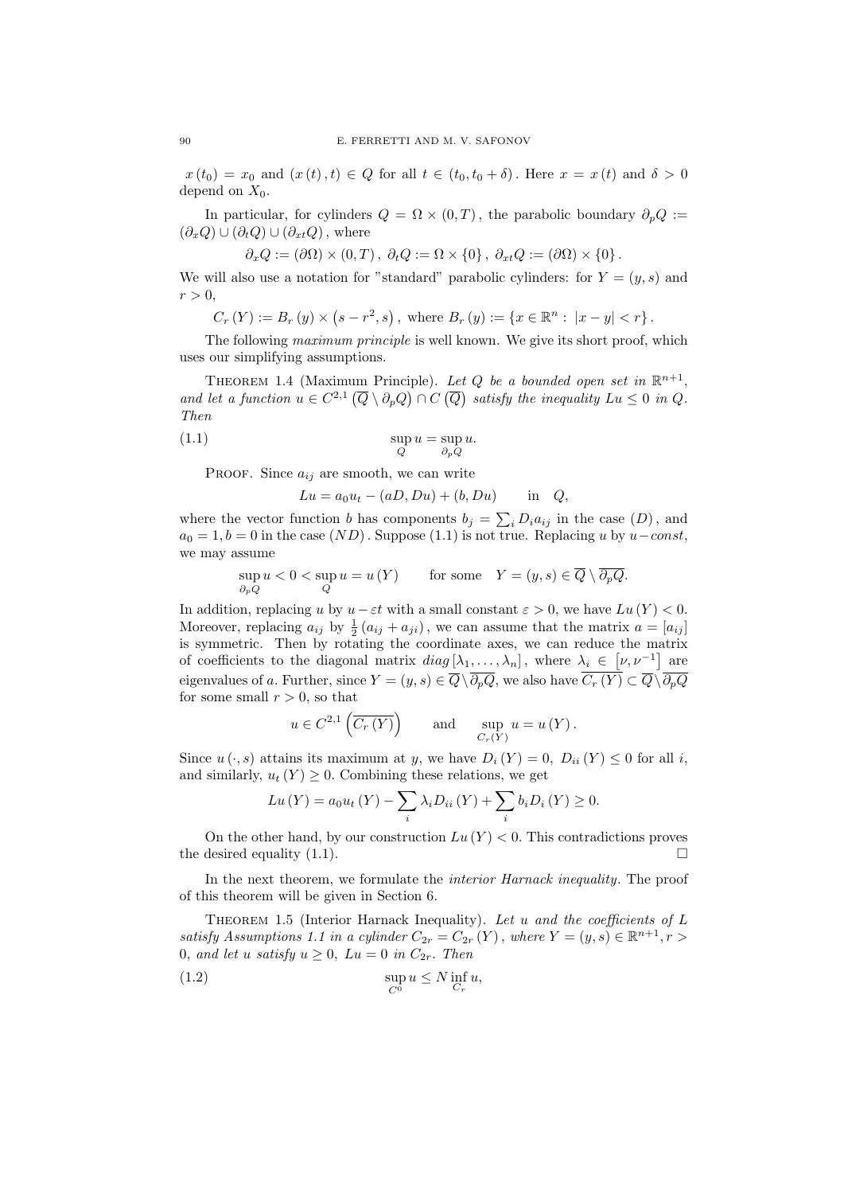$x(t_0) = x_0$ and $(x(t), t) \in Q$ for all $t \in (t_0, t_0 + \delta)$. Here $x = x(t)$ and $\delta > 0$ depend on $X_0$.

In particular, for cylinders $Q = \Omega \times (0, T)$, the parabolic boundary $\partial_p Q := (\partial_x Q) \cup (\partial_t Q) \cup (\partial_{xt} Q)$, where

$$\partial_x Q := (\partial \Omega) \times (0, T), \ \partial_t Q := \Omega \times \{0\}, \ \partial_{xt} Q := (\partial \Omega) \times \{0\}.$$

We will also use a notation for "standard" parabolic cylinders: for $Y = (y, s)$ and $r > 0$,

$$C_r(Y) := B_r(y) \times \left(s - r^2, s\right), \text{ where } B_r(y) := \{x \in \mathbb{R}^n : \ |x - y| < r\}.$$

The following *maximum principle* is well known. We give its short proof, which uses our simplifying assumptions.

Theorem 1.4 (Maximum Principle). *Let $Q$ be a bounded open set in $\mathbb{R}^{n+1}$, and let a function $u \in C^{2,1}\left(\overline{Q} \setminus \partial_p Q\right) \cap C\left(\overline{Q}\right)$ satisfy the inequality $Lu \le 0$ in $Q$. Then*

$$\sup_Q u = \sup_{\partial_p Q} u. \tag{1.1}$$

Proof. Since $a_{ij}$ are smooth, we can write

$$Lu = a_0 u_t - (aD, Du) + (b, Du) \qquad \text{in} \quad Q,$$

where the vector function $b$ has components $b_j = \sum_i D_i a_{ij}$ in the case $(D)$, and $a_0 = 1, b = 0$ in the case $(ND)$. Suppose (1.1) is not true. Replacing $u$ by $u - const$, we may assume

$$\sup_{\partial_p Q} u < 0 < \sup_Q u = u(Y) \qquad \text{for some} \quad Y = (y, s) \in \overline{Q} \setminus \overline{\partial_p Q}.$$

In addition, replacing $u$ by $u - \varepsilon t$ with a small constant $\varepsilon > 0$, we have $Lu(Y) < 0$. Moreover, replacing $a_{ij}$ by $\frac{1}{2}(a_{ij} + a_{ji})$, we can assume that the matrix $a = [a_{ij}]$ is symmetric. Then by rotating the coordinate axes, we can reduce the matrix of coefficients to the diagonal matrix $diag[\lambda_1, \ldots, \lambda_n]$, where $\lambda_i \in \left[\nu, \nu^{-1}\right]$ are eigenvalues of $a$. Further, since $Y = (y, s) \in \overline{Q} \setminus \overline{\partial_p Q}$, we also have $\overline{C_r(Y)} \subset \overline{Q} \setminus \overline{\partial_p Q}$ for some small $r > 0$, so that

$$u \in C^{2,1}\left(\overline{C_r(Y)}\right) \qquad \text{and} \qquad \sup_{C_r(Y)} u = u(Y).$$

Since $u(\cdot, s)$ attains its maximum at $y$, we have $D_i(Y) = 0, \ D_{ii}(Y) \le 0$ for all $i$, and similarly, $u_t(Y) \ge 0$. Combining these relations, we get

$$Lu(Y) = a_0 u_t(Y) - \sum_i \lambda_i D_{ii}(Y) + \sum_i b_i D_i(Y) \ge 0.$$

On the other hand, by our construction $Lu(Y) < 0$. This contradictions proves the desired equality (1.1). $\square$

In the next theorem, we formulate the *interior Harnack inequality*. The proof of this theorem will be given in Section 6.

Theorem 1.5 (Interior Harnack Inequality). *Let $u$ and the coefficients of $L$ satisfy Assumptions 1.1 in a cylinder $C_{2r} = C_{2r}(Y)$, where $Y = (y, s) \in \mathbb{R}^{n+1}, r > 0$, and let $u$ satisfy $u \ge 0$, $Lu = 0$ in $C_{2r}$. Then*

$$\sup_{C^0} u \le N \inf_{C_r} u, \tag{1.2}$$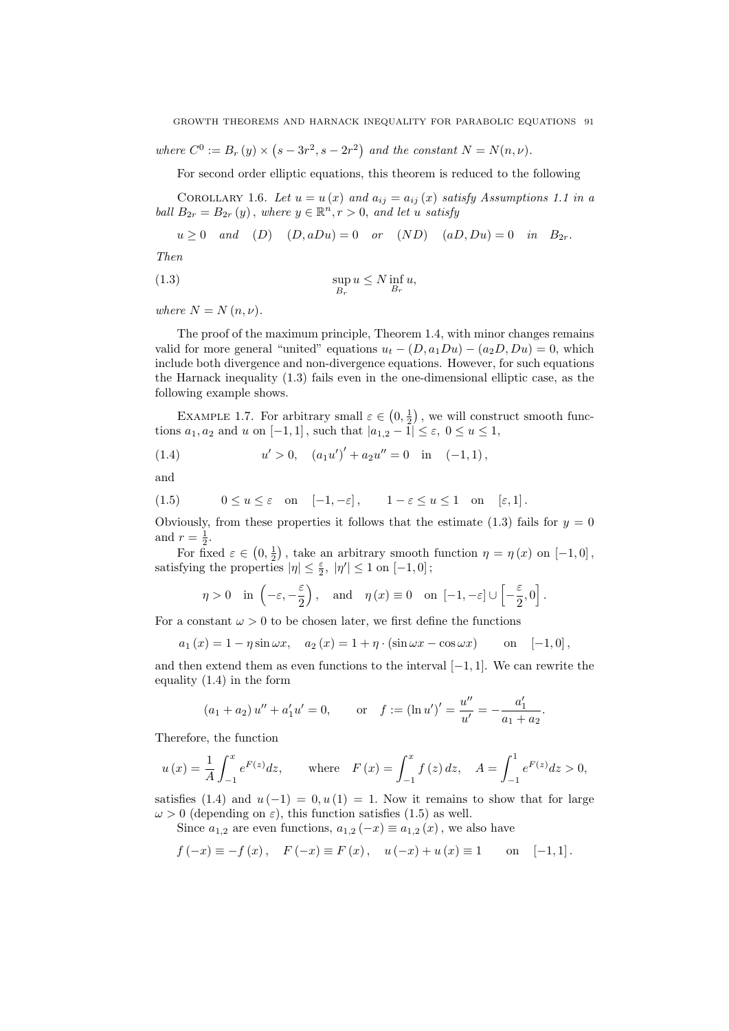*where* $C^0 := B_r(y) \times \left(s - 3r^2, s - 2r^2\right)$ *and the constant* $N = N(n, \nu)$.

For second order elliptic equations, this theorem is reduced to the following

Corollary 1.6. *Let* $u = u(x)$ *and* $a_{ij} = a_{ij}(x)$ *satisfy Assumptions 1.1 in a ball* $B_{2r} = B_{2r}(y)$, *where* $y \in \mathbb{R}^n, r > 0$, *and let* $u$ *satisfy*

$$u \geq 0 \quad \text{and} \quad (D) \quad (D, aDu) = 0 \quad \text{or} \quad (ND) \quad (aD, Du) = 0 \quad \text{in} \quad B_{2r}.$$

*Then*

$$\sup_{B_r} u \leq N \inf_{B_r} u, \tag{1.3}$$

*where* $N = N(n, \nu)$.

The proof of the maximum principle, Theorem 1.4, with minor changes remains valid for more general "united" equations $u_t - (D, a_1 Du) - (a_2 D, Du) = 0$, which include both divergence and non-divergence equations. However, for such equations the Harnack inequality (1.3) fails even in the one-dimensional elliptic case, as the following example shows.

Example 1.7. For arbitrary small $\varepsilon \in \left(0, \frac{1}{2}\right)$, we will construct smooth functions $a_1, a_2$ and $u$ on $[-1, 1]$, such that $|a_{1,2} - 1| \leq \varepsilon$, $0 \leq u \leq 1$,

$$u' > 0, \quad (a_1 u')' + a_2 u'' = 0 \quad \text{in} \quad (-1, 1), \tag{1.4}$$

and

$$0 \leq u \leq \varepsilon \quad \text{on} \quad [-1, -\varepsilon], \qquad 1 - \varepsilon \leq u \leq 1 \quad \text{on} \quad [\varepsilon, 1]. \tag{1.5}$$

Obviously, from these properties it follows that the estimate (1.3) fails for $y = 0$ and $r = \frac{1}{2}$.

For fixed $\varepsilon \in \left(0, \frac{1}{2}\right)$, take an arbitrary smooth function $\eta = \eta(x)$ on $[-1, 0]$, satisfying the properties $|\eta| \leq \frac{\varepsilon}{2}$, $|\eta'| \leq 1$ on $[-1, 0]$;

$$\eta > 0 \quad \text{in} \quad \left(-\varepsilon, -\frac{\varepsilon}{2}\right), \quad \text{and} \quad \eta(x) \equiv 0 \quad \text{on} \quad [-1, -\varepsilon] \cup \left[-\frac{\varepsilon}{2}, 0\right].$$

For a constant $\omega > 0$ to be chosen later, we first define the functions

$$a_1(x) = 1 - \eta \sin \omega x, \quad a_2(x) = 1 + \eta \cdot (\sin \omega x - \cos \omega x) \qquad \text{on} \quad [-1, 0],$$

and then extend them as even functions to the interval $[-1, 1]$. We can rewrite the equality (1.4) in the form

$$(a_1 + a_2) u'' + a_1' u' = 0, \qquad \text{or} \quad f := (\ln u')' = \frac{u''}{u'} = -\frac{a_1'}{a_1 + a_2}.$$

Therefore, the function

$$u(x) = \frac{1}{A} \int_{-1}^{x} e^{F(z)} dz, \qquad \text{where} \quad F(x) = \int_{-1}^{x} f(z)\, dz, \quad A = \int_{-1}^{1} e^{F(z)} dz > 0,$$

satisfies (1.4) and $u(-1) = 0, u(1) = 1$. Now it remains to show that for large $\omega > 0$ (depending on $\varepsilon$), this function satisfies (1.5) as well.

Since $a_{1,2}$ are even functions, $a_{1,2}(-x) \equiv a_{1,2}(x)$, we also have

$$f(-x) \equiv -f(x), \quad F(-x) \equiv F(x), \quad u(-x) + u(x) \equiv 1 \qquad \text{on} \quad [-1, 1].$$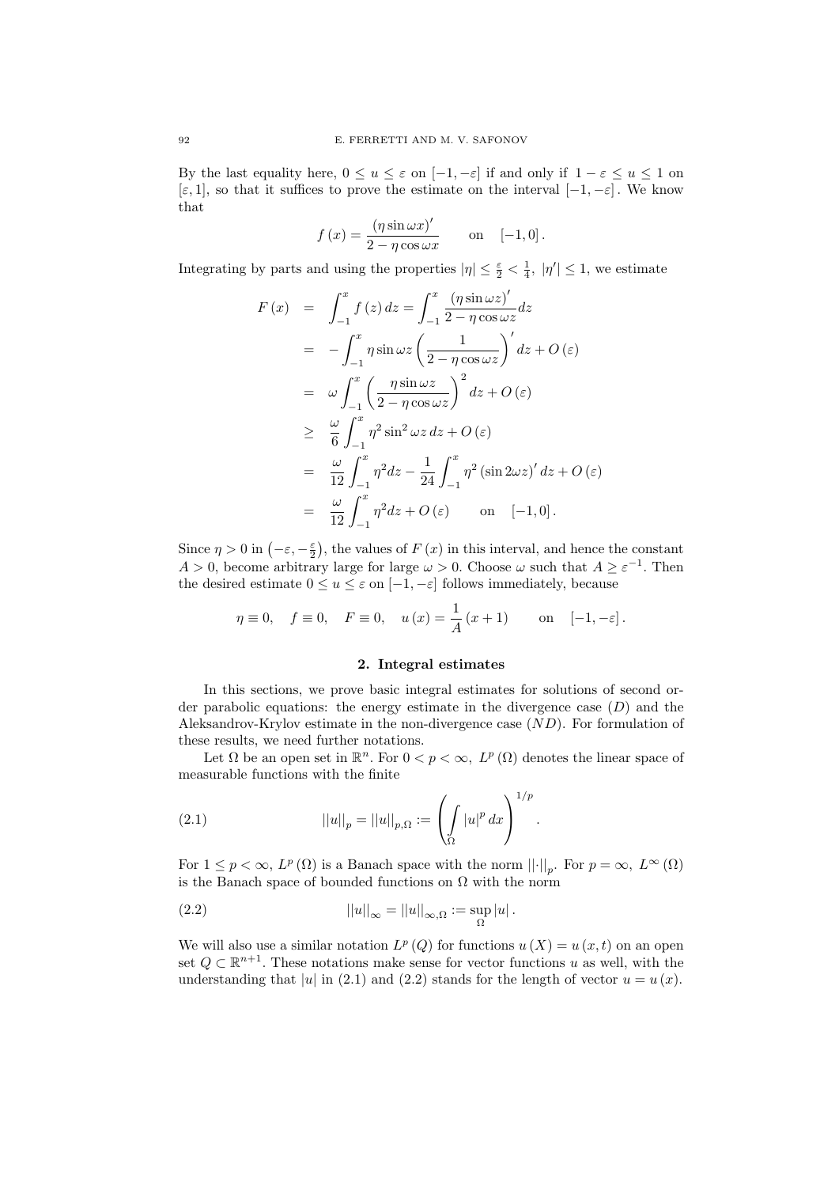By the last equality here, $0 \leq u \leq \varepsilon$ on $[-1, -\varepsilon]$ if and only if $1 - \varepsilon \leq u \leq 1$ on $[\varepsilon, 1]$, so that it suffices to prove the estimate on the interval $[-1, -\varepsilon]$. We know that

$$f(x) = \frac{(\eta \sin \omega x)'}{2 - \eta \cos \omega x} \qquad \text{on} \quad [-1, 0].$$

Integrating by parts and using the properties $|\eta| \leq \frac{\varepsilon}{2} < \frac{1}{4}$, $|\eta'| \leq 1$, we estimate

$$\begin{aligned}
F(x) &= \int_{-1}^{x} f(z)\, dz = \int_{-1}^{x} \frac{(\eta \sin \omega z)'}{2 - \eta \cos \omega z} dz \\
&= -\int_{-1}^{x} \eta \sin \omega z \left( \frac{1}{2 - \eta \cos \omega z} \right)' dz + O(\varepsilon) \\
&= \omega \int_{-1}^{x} \left( \frac{\eta \sin \omega z}{2 - \eta \cos \omega z} \right)^2 dz + O(\varepsilon) \\
&\geq \frac{\omega}{6} \int_{-1}^{x} \eta^2 \sin^2 \omega z \, dz + O(\varepsilon) \\
&= \frac{\omega}{12} \int_{-1}^{x} \eta^2 dz - \frac{1}{24} \int_{-1}^{x} \eta^2 (\sin 2\omega z)' \, dz + O(\varepsilon) \\
&= \frac{\omega}{12} \int_{-1}^{x} \eta^2 dz + O(\varepsilon) \qquad \text{on} \quad [-1, 0].
\end{aligned}$$

Since $\eta > 0$ in $\left(-\varepsilon, -\frac{\varepsilon}{2}\right)$, the values of $F(x)$ in this interval, and hence the constant $A > 0$, become arbitrary large for large $\omega > 0$. Choose $\omega$ such that $A \geq \varepsilon^{-1}$. Then the desired estimate $0 \leq u \leq \varepsilon$ on $[-1, -\varepsilon]$ follows immediately, because

$$\eta \equiv 0, \quad f \equiv 0, \quad F \equiv 0, \quad u(x) = \frac{1}{A}(x + 1) \qquad \text{on} \quad [-1, -\varepsilon].$$

## 2. Integral estimates

In this sections, we prove basic integral estimates for solutions of second order parabolic equations: the energy estimate in the divergence case $(D)$ and the Aleksandrov-Krylov estimate in the non-divergence case $(ND)$. For formulation of these results, we need further notations.

Let $\Omega$ be an open set in $\mathbb{R}^n$. For $0 < p < \infty$, $L^p(\Omega)$ denotes the linear space of measurable functions with the finite

$$||u||_p = ||u||_{p,\Omega} := \left( \int_{\Omega} |u|^p \, dx \right)^{1/p}. \tag{2.1}$$

For $1 \leq p < \infty$, $L^p(\Omega)$ is a Banach space with the norm $||\cdot||_p$. For $p = \infty$, $L^\infty(\Omega)$ is the Banach space of bounded functions on $\Omega$ with the norm

$$||u||_\infty = ||u||_{\infty,\Omega} := \sup_{\Omega} |u|. \tag{2.2}$$

We will also use a similar notation $L^p(Q)$ for functions $u(X) = u(x,t)$ on an open set $Q \subset \mathbb{R}^{n+1}$. These notations make sense for vector functions $u$ as well, with the understanding that $|u|$ in (2.1) and (2.2) stands for the length of vector $u = u(x)$.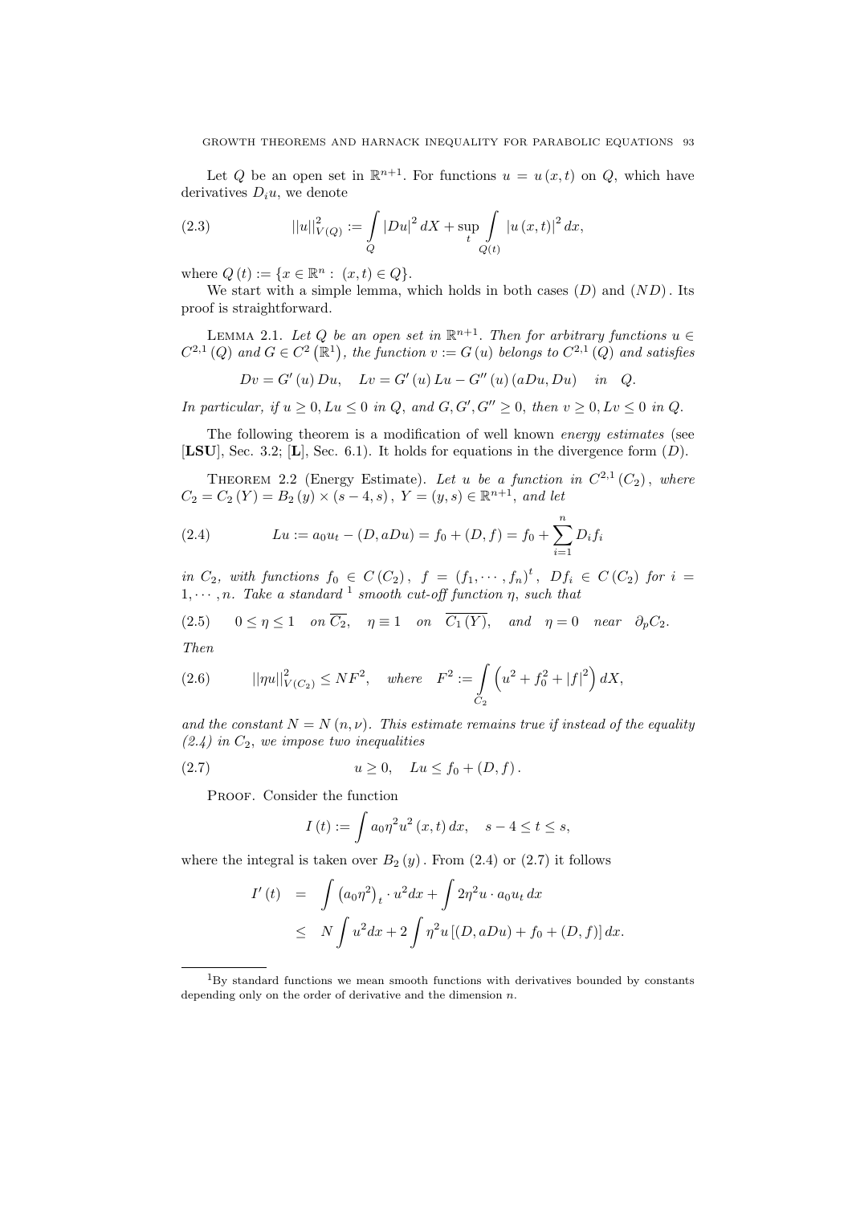Let $Q$ be an open set in $\mathbb{R}^{n+1}$. For functions $u = u(x,t)$ on $Q$, which have derivatives $D_i u$, we denote

$$||u||^2_{V(Q)} := \int\limits_Q |Du|^2 \, dX + \sup_t \int\limits_{Q(t)} |u(x,t)|^2 \, dx, \tag{2.3}$$

where $Q(t) := \{x \in \mathbb{R}^n : (x,t) \in Q\}$.

We start with a simple lemma, which holds in both cases $(D)$ and $(ND)$. Its proof is straightforward.

Lemma 2.1. *Let $Q$ be an open set in $\mathbb{R}^{n+1}$. Then for arbitrary functions $u \in C^{2,1}(Q)$ and $G \in C^2(\mathbb{R}^1)$, the function $v := G(u)$ belongs to $C^{2,1}(Q)$ and satisfies*

$$Dv = G'(u) \, Du, \quad Lv = G'(u) \, Lu - G''(u)(aDu, Du) \quad in \quad Q.$$

*In particular, if $u \geq 0, Lu \leq 0$ in $Q$, and $G, G', G'' \geq 0$, then $v \geq 0, Lv \leq 0$ in $Q$.*

The following theorem is a modification of well known *energy estimates* (see [**LSU**], Sec. 3.2; [**L**], Sec. 6.1). It holds for equations in the divergence form $(D)$.

Theorem 2.2 (Energy Estimate). *Let $u$ be a function in $C^{2,1}(C_2)$, where $C_2 = C_2(Y) = B_2(y) \times (s-4, s)$, $Y = (y,s) \in \mathbb{R}^{n+1}$, and let*

$$Lu := a_0 u_t - (D, aDu) = f_0 + (D, f) = f_0 + \sum_{i=1}^n D_i f_i \tag{2.4}$$

*in $C_2$, with functions $f_0 \in C(C_2)$, $f = (f_1, \cdots, f_n)^t$, $Df_i \in C(C_2)$ for $i = 1, \cdots, n$. Take a standard [1] smooth cut-off function $\eta$, such that*

$$0 \leq \eta \leq 1 \quad on \ \overline{C_2}, \quad \eta \equiv 1 \quad on \quad \overline{C_1(Y)}, \quad and \quad \eta = 0 \quad near \quad \partial_p C_2. \tag{2.5}$$

*Then*

$$||\eta u||^2_{V(C_2)} \leq NF^2, \quad where \quad F^2 := \int\limits_{C_2} \left( u^2 + f_0^2 + |f|^2 \right) dX, \tag{2.6}$$

*and the constant $N = N(n, \nu)$. This estimate remains true if instead of the equality (2.4) in $C_2$, we impose two inequalities*

$$u \geq 0, \quad Lu \leq f_0 + (D, f). \tag{2.7}$$

Proof. Consider the function

$$I(t) := \int a_0 \eta^2 u^2(x,t) \, dx, \quad s - 4 \leq t \leq s,$$

where the integral is taken over $B_2(y)$. From (2.4) or (2.7) it follows

$$\begin{aligned} I'(t) &= \int \left(a_0 \eta^2\right)_t \cdot u^2 dx + \int 2\eta^2 u \cdot a_0 u_t \, dx \\ &\leq N \int u^2 dx + 2 \int \eta^2 u \left[(D, aDu) + f_0 + (D, f)\right] dx. \end{aligned}$$

[1] By standard functions we mean smooth functions with derivatives bounded by constants depending only on the order of derivative and the dimension $n$.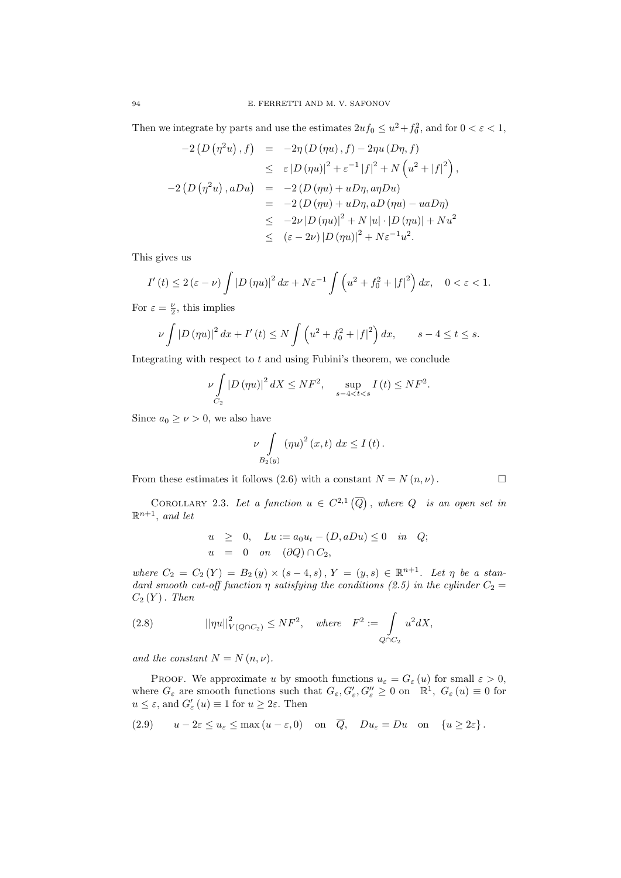Then we integrate by parts and use the estimates $2uf_0 \leq u^2 + f_0^2$, and for $0 < \varepsilon < 1$,

$$
\begin{aligned}
-2\left(D\left(\eta^2 u\right), f\right) &= -2\eta\left(D\left(\eta u\right), f\right) - 2\eta u\left(D\eta, f\right) \\
&\leq \varepsilon\left|D\left(\eta u\right)\right|^2 + \varepsilon^{-1}\left|f\right|^2 + N\left(u^2 + |f|^2\right), \\
-2\left(D\left(\eta^2 u\right), aDu\right) &= -2\left(D\left(\eta u\right) + uD\eta, a\eta Du\right) \\
&= -2\left(D\left(\eta u\right) + uD\eta, aD\left(\eta u\right) - uaD\eta\right) \\
&\leq -2\nu\left|D\left(\eta u\right)\right|^2 + N\left|u\right| \cdot \left|D\left(\eta u\right)\right| + Nu^2 \\
&\leq (\varepsilon - 2\nu)\left|D\left(\eta u\right)\right|^2 + N\varepsilon^{-1}u^2.
\end{aligned}
$$

This gives us

$$
I'(t) \leq 2\left(\varepsilon - \nu\right)\int\left|D\left(\eta u\right)\right|^2 dx + N\varepsilon^{-1}\int\left(u^2 + f_0^2 + |f|^2\right)dx, \quad 0 < \varepsilon < 1.
$$

For $\varepsilon = \frac{\nu}{2}$, this implies

$$
\nu\int\left|D\left(\eta u\right)\right|^2 dx + I'(t) \leq N\int\left(u^2 + f_0^2 + |f|^2\right)dx, \qquad s - 4 \leq t \leq s.
$$

Integrating with respect to $t$ and using Fubini's theorem, we conclude

$$
\nu\int_{C_2}\left|D\left(\eta u\right)\right|^2 dX \leq NF^2, \qquad \sup_{s-4<t<s} I(t) \leq NF^2.
$$

Since $a_0 \geq \nu > 0$, we also have

$$
\nu\int_{B_2(y)}\left(\eta u\right)^2(x,t)\, dx \leq I(t).
$$

From these estimates it follows (2.6) with a constant $N = N(n, \nu)$. $\square$

Corollary 2.3. *Let a function $u \in C^{2,1}\left(\overline{Q}\right)$, where $Q$ is an open set in $\mathbb{R}^{n+1}$, and let*

$$
\begin{aligned}
u &\geq 0, \quad Lu := a_0 u_t - (D, aDu) \leq 0 \quad \text{in} \quad Q; \\
u &= 0 \quad \text{on} \quad (\partial Q) \cap C_2,
\end{aligned}
$$

*where $C_2 = C_2(Y) = B_2(y) \times (s-4, s)$, $Y = (y, s) \in \mathbb{R}^{n+1}$. Let $\eta$ be a standard smooth cut-off function $\eta$ satisfying the conditions (2.5) in the cylinder $C_2 = C_2(Y)$. Then*

$$
||\eta u||^2_{V(Q \cap C_2)} \leq NF^2, \quad \text{where} \quad F^2 := \int_{Q \cap C_2} u^2 dX, \tag{2.8}
$$

*and the constant $N = N(n, \nu)$.*

Proof. We approximate $u$ by smooth functions $u_\varepsilon = G_\varepsilon(u)$ for small $\varepsilon > 0$, where $G_\varepsilon$ are smooth functions such that $G_\varepsilon, G'_\varepsilon, G''_\varepsilon \geq 0$ on $\mathbb{R}^1$, $G_\varepsilon(u) \equiv 0$ for $u \leq \varepsilon$, and $G'_\varepsilon(u) \equiv 1$ for $u \geq 2\varepsilon$. Then

$$
u - 2\varepsilon \leq u_\varepsilon \leq \max(u - \varepsilon, 0) \quad \text{on} \quad \overline{Q}, \quad Du_\varepsilon = Du \quad \text{on} \quad \{u \geq 2\varepsilon\}. \tag{2.9}
$$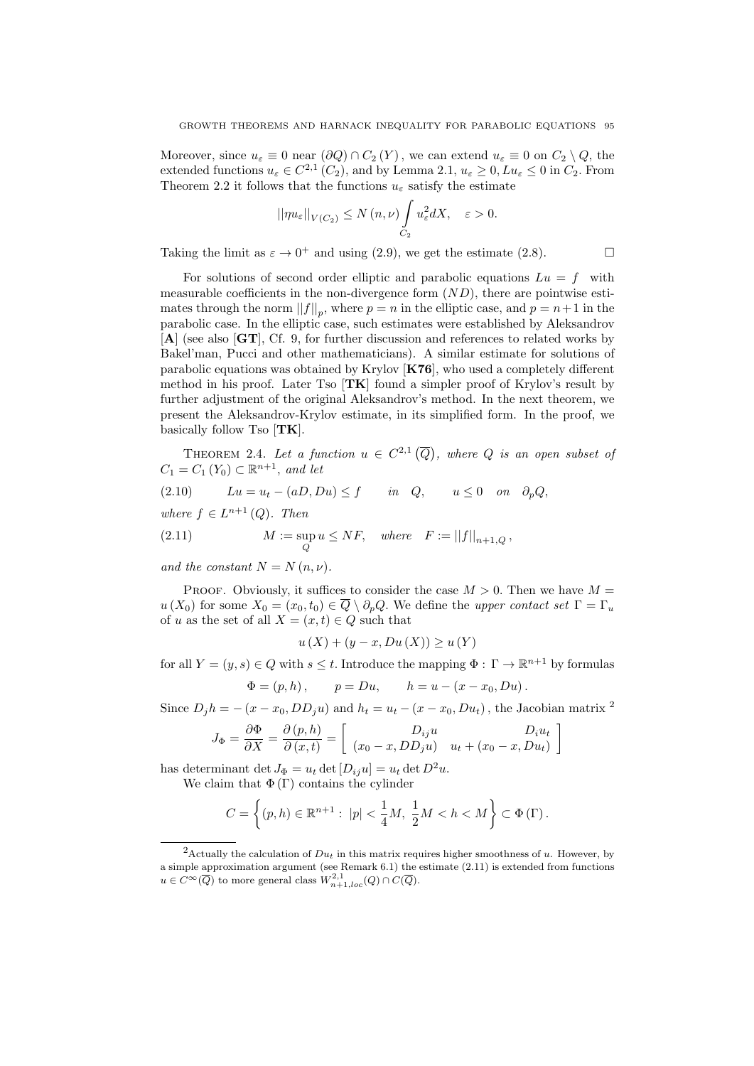Moreover, since $u_\varepsilon \equiv 0$ near $(\partial Q) \cap C_2(Y)$, we can extend $u_\varepsilon \equiv 0$ on $C_2 \setminus Q$, the extended functions $u_\varepsilon \in C^{2,1}(C_2)$, and by Lemma 2.1, $u_\varepsilon \geq 0, Lu_\varepsilon \leq 0$ in $C_2$. From Theorem 2.2 it follows that the functions $u_\varepsilon$ satisfy the estimate

$$||\eta u_\varepsilon||_{V(C_2)} \leq N(n,\nu) \int\limits_{C_2} u_\varepsilon^2 dX, \quad \varepsilon > 0.$$

Taking the limit as $\varepsilon \to 0^+$ and using (2.9), we get the estimate (2.8). □

For solutions of second order elliptic and parabolic equations $Lu = f$ with measurable coefficients in the non-divergence form $(ND)$, there are pointwise estimates through the norm $||f||_p$, where $p = n$ in the elliptic case, and $p = n+1$ in the parabolic case. In the elliptic case, such estimates were established by Aleksandrov [**A**] (see also [**GT**], Cf. 9, for further discussion and references to related works by Bakel'man, Pucci and other mathematicians). A similar estimate for solutions of parabolic equations was obtained by Krylov [**K76**], who used a completely different method in his proof. Later Tso [**TK**] found a simpler proof of Krylov's result by further adjustment of the original Aleksandrov's method. In the next theorem, we present the Aleksandrov-Krylov estimate, in its simplified form. In the proof, we basically follow Tso [**TK**].

Theorem 2.4. *Let a function $u \in C^{2,1}(\overline{Q})$, where $Q$ is an open subset of $C_1 = C_1(Y_0) \subset \mathbb{R}^{n+1}$, and let*

$$(2.10) \qquad Lu = u_t - (aD, Du) \leq f \quad \text{ in } \quad Q, \qquad u \leq 0 \quad \text{on} \quad \partial_p Q,$$

*where $f \in L^{n+1}(Q)$. Then*

$$(2.11) \qquad M := \sup_Q u \leq NF, \quad \text{where} \quad F := ||f||_{n+1,Q},$$

*and the constant $N = N(n,\nu)$.*

Proof. Obviously, it suffices to consider the case $M > 0$. Then we have $M = u(X_0)$ for some $X_0 = (x_0, t_0) \in \overline{Q} \setminus \partial_p Q$. We define the *upper contact set* $\Gamma = \Gamma_u$ of $u$ as the set of all $X = (x,t) \in Q$ such that

$$u(X) + (y - x, Du(X)) \geq u(Y)$$

for all $Y = (y,s) \in Q$ with $s \leq t$. Introduce the mapping $\Phi : \Gamma \to \mathbb{R}^{n+1}$ by formulas

$$\Phi = (p,h), \qquad p = Du, \qquad h = u - (x - x_0, Du).$$

Since $D_j h = -(x - x_0, DD_j u)$ and $h_t = u_t - (x - x_0, Du_t)$, the Jacobian matrix [2]

$$J_\Phi = \frac{\partial \Phi}{\partial X} = \frac{\partial(p,h)}{\partial(x,t)} = \begin{bmatrix} D_{ij}u & D_i u_t \\ (x_0 - x, DD_j u) & u_t + (x_0 - x, Du_t) \end{bmatrix}$$

has determinant $\det J_\Phi = u_t \det[D_{ij}u] = u_t \det D^2 u$.

We claim that $\Phi(\Gamma)$ contains the cylinder

$$C = \left\{ (p,h) \in \mathbb{R}^{n+1} : |p| < \frac{1}{4}M, \ \frac{1}{2}M < h < M \right\} \subset \Phi(\Gamma).$$

---

[2] Actually the calculation of $Du_t$ in this matrix requires higher smoothness of $u$. However, by a simple approximation argument (see Remark 6.1) the estimate (2.11) is extended from functions $u \in C^\infty(\overline{Q})$ to more general class $W^{2,1}_{n+1,loc}(Q) \cap C(\overline{Q})$.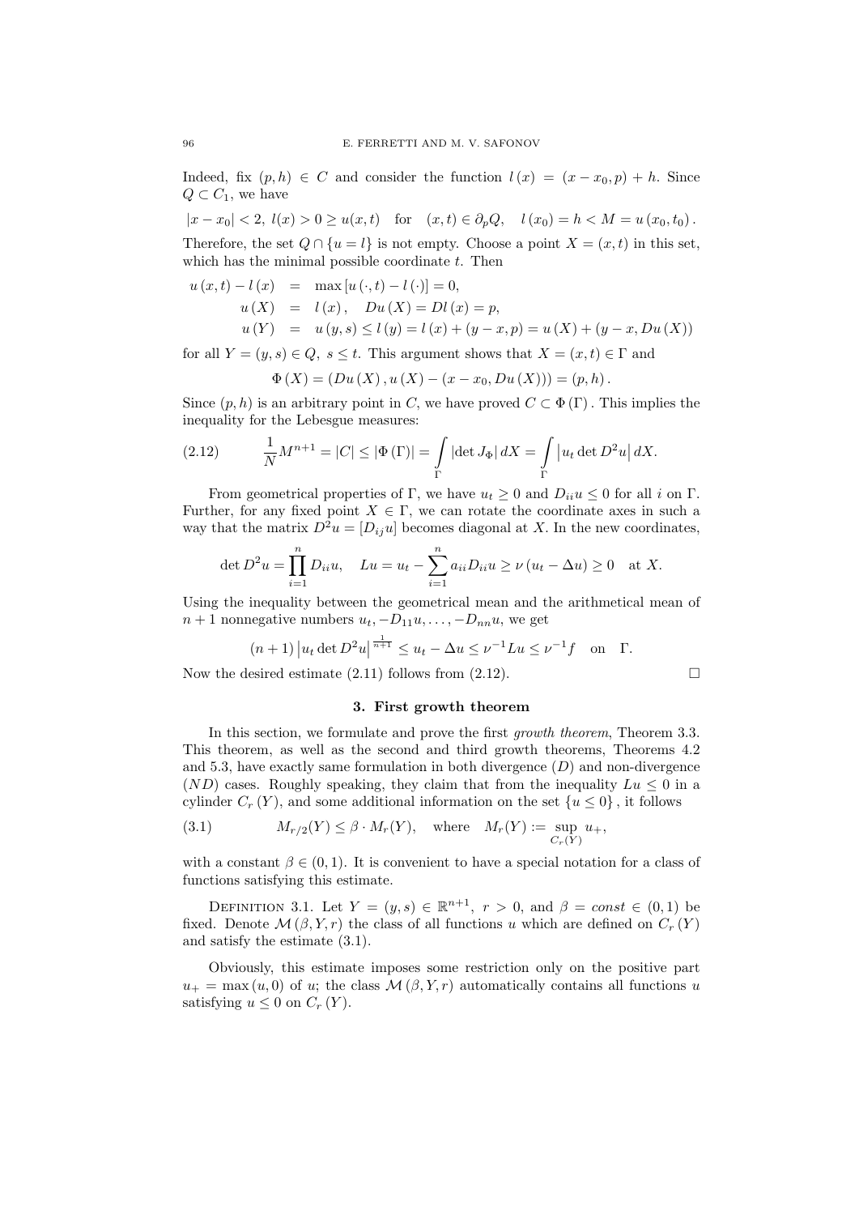Indeed, fix $(p,h) \in C$ and consider the function $l(x) = (x - x_0, p) + h$. Since $Q \subset C_1$, we have

$$|x - x_0| < 2,\ l(x) > 0 \geq u(x,t) \quad \text{for} \quad (x,t) \in \partial_p Q, \quad l(x_0) = h < M = u(x_0, t_0).$$

Therefore, the set $Q \cap \{u = l\}$ is not empty. Choose a point $X = (x,t)$ in this set, which has the minimal possible coordinate $t$. Then

$$\begin{aligned}
u(x,t) - l(x) &= \max [u(\cdot,t) - l(\cdot)] = 0, \\
u(X) &= l(x), \quad Du(X) = Dl(x) = p, \\
u(Y) &= u(y,s) \leq l(y) = l(x) + (y - x, p) = u(X) + (y - x, Du(X))
\end{aligned}$$

for all $Y = (y,s) \in Q,\ s \leq t$. This argument shows that $X = (x,t) \in \Gamma$ and

$$\Phi(X) = (Du(X), u(X) - (x - x_0, Du(X))) = (p,h).$$

Since $(p,h)$ is an arbitrary point in $C$, we have proved $C \subset \Phi(\Gamma)$. This implies the inequality for the Lebesgue measures:

$$\frac{1}{N} M^{n+1} = |C| \leq |\Phi(\Gamma)| = \int_\Gamma |\det J_\Phi| \, dX = \int_\Gamma \left| u_t \det D^2 u \right| dX. \tag{2.12}$$

From geometrical properties of $\Gamma$, we have $u_t \geq 0$ and $D_{ii} u \leq 0$ for all $i$ on $\Gamma$. Further, for any fixed point $X \in \Gamma$, we can rotate the coordinate axes in such a way that the matrix $D^2 u = [D_{ij} u]$ becomes diagonal at $X$. In the new coordinates,

$$\det D^2 u = \prod_{i=1}^n D_{ii} u, \quad Lu = u_t - \sum_{i=1}^n a_{ii} D_{ii} u \geq \nu (u_t - \Delta u) \geq 0 \quad \text{at } X.$$

Using the inequality between the geometrical mean and the arithmetical mean of $n+1$ nonnegative numbers $u_t, -D_{11}u, \ldots, -D_{nn}u$, we get

$$(n+1) \left| u_t \det D^2 u \right|^{\frac{1}{n+1}} \leq u_t - \Delta u \leq \nu^{-1} Lu \leq \nu^{-1} f \quad \text{on} \quad \Gamma.$$

Now the desired estimate (2.11) follows from (2.12). $\square$

## 3. First growth theorem

In this section, we formulate and prove the first *growth theorem*, Theorem 3.3. This theorem, as well as the second and third growth theorems, Theorems 4.2 and 5.3, have exactly same formulation in both divergence $(D)$ and non-divergence $(ND)$ cases. Roughly speaking, they claim that from the inequality $Lu \leq 0$ in a cylinder $C_r(Y)$, and some additional information on the set $\{u \leq 0\}$, it follows

$$M_{r/2}(Y) \leq \beta \cdot M_r(Y), \quad \text{where} \quad M_r(Y) := \sup_{C_r(Y)} u_+, \tag{3.1}$$

with a constant $\beta \in (0,1)$. It is convenient to have a special notation for a class of functions satisfying this estimate.

Definition 3.1. Let $Y = (y,s) \in \mathbb{R}^{n+1},\ r > 0$, and $\beta = const \in (0,1)$ be fixed. Denote $\mathcal{M}(\beta, Y, r)$ the class of all functions $u$ which are defined on $C_r(Y)$ and satisfy the estimate (3.1).

Obviously, this estimate imposes some restriction only on the positive part $u_+ = \max(u, 0)$ of $u$; the class $\mathcal{M}(\beta, Y, r)$ automatically contains all functions $u$ satisfying $u \leq 0$ on $C_r(Y)$.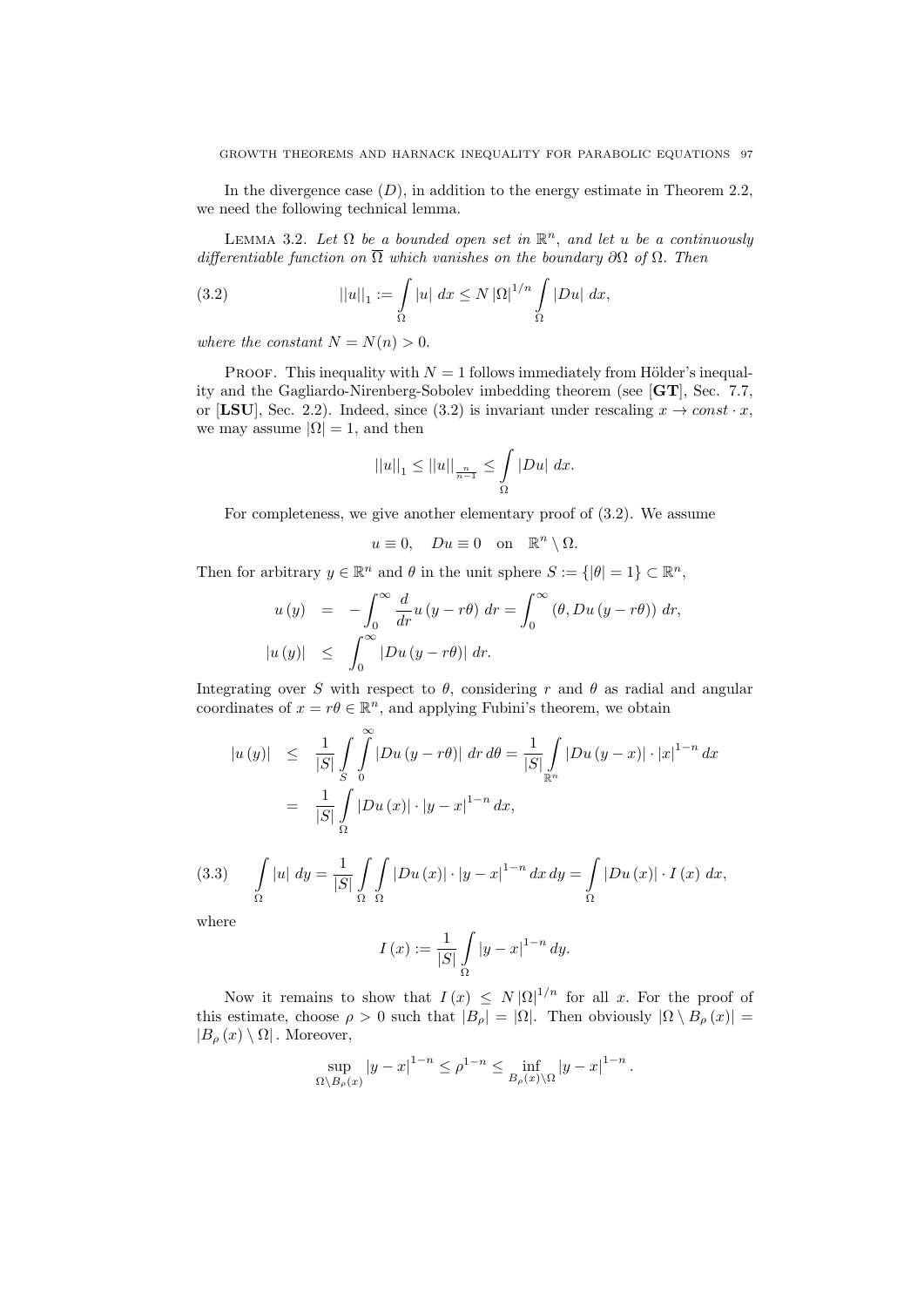In the divergence case $(D)$, in addition to the energy estimate in Theorem 2.2, we need the following technical lemma.

LEMMA 3.2. *Let $\Omega$ be a bounded open set in $\mathbb{R}^n$, and let $u$ be a continuously differentiable function on $\overline{\Omega}$ which vanishes on the boundary $\partial\Omega$ of $\Omega$. Then*

$$||u||_1 := \int_\Omega |u| \, dx \le N \, |\Omega|^{1/n} \int_\Omega |Du| \, dx, \tag{3.2}$$

*where the constant $N = N(n) > 0$.*

PROOF. This inequality with $N = 1$ follows immediately from Hölder's inequality and the Gagliardo-Nirenberg-Sobolev imbedding theorem (see [**GT**], Sec. 7.7, or [**LSU**], Sec. 2.2). Indeed, since (3.2) is invariant under rescaling $x \to const \cdot x$, we may assume $|\Omega| = 1$, and then

$$||u||_1 \le ||u||_{\frac{n}{n-1}} \le \int_\Omega |Du| \, dx.$$

For completeness, we give another elementary proof of (3.2). We assume

$$u \equiv 0, \quad Du \equiv 0 \quad \text{on} \quad \mathbb{R}^n \setminus \Omega.$$

Then for arbitrary $y \in \mathbb{R}^n$ and $\theta$ in the unit sphere $S := \{|\theta| = 1\} \subset \mathbb{R}^n$,

$$\begin{aligned} u(y) &= -\int_0^\infty \frac{d}{dr} u(y - r\theta) \, dr = \int_0^\infty (\theta, Du(y - r\theta)) \, dr, \\ |u(y)| &\le \int_0^\infty |Du(y - r\theta)| \, dr. \end{aligned}$$

Integrating over $S$ with respect to $\theta$, considering $r$ and $\theta$ as radial and angular coordinates of $x = r\theta \in \mathbb{R}^n$, and applying Fubini's theorem, we obtain

$$\begin{aligned} |u(y)| &\le \frac{1}{|S|} \int_S \int_0^\infty |Du(y - r\theta)| \, dr \, d\theta = \frac{1}{|S|} \int_{\mathbb{R}^n} |Du(y - x)| \cdot |x|^{1-n} \, dx \\ &= \frac{1}{|S|} \int_\Omega |Du(x)| \cdot |y - x|^{1-n} \, dx, \end{aligned}$$

$$\int_\Omega |u| \, dy = \frac{1}{|S|} \int_\Omega \int_\Omega |Du(x)| \cdot |y - x|^{1-n} \, dx \, dy = \int_\Omega |Du(x)| \cdot I(x) \, dx, \tag{3.3}$$

where

$$I(x) := \frac{1}{|S|} \int_\Omega |y - x|^{1-n} \, dy.$$

Now it remains to show that $I(x) \le N |\Omega|^{1/n}$ for all $x$. For the proof of this estimate, choose $\rho > 0$ such that $|B_\rho| = |\Omega|$. Then obviously $|\Omega \setminus B_\rho(x)| = |B_\rho(x) \setminus \Omega|$. Moreover,

$$\sup_{\Omega \setminus B_\rho(x)} |y - x|^{1-n} \le \rho^{1-n} \le \inf_{B_\rho(x) \setminus \Omega} |y - x|^{1-n}.$$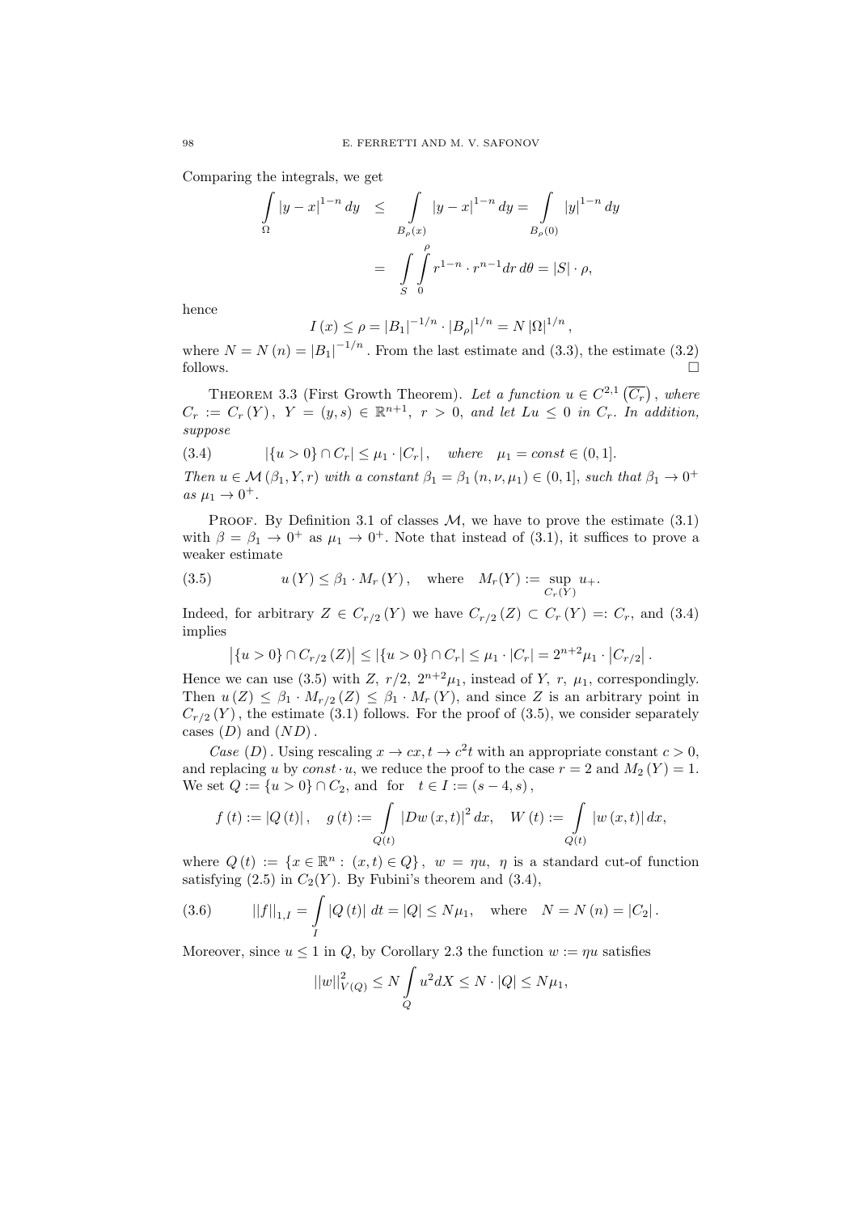Comparing the integrals, we get

$$\int_{\Omega} |y-x|^{1-n}\,dy \le \int_{B_\rho(x)} |y-x|^{1-n}\,dy = \int_{B_\rho(0)} |y|^{1-n}\,dy$$
$$= \int_S \int_0^\rho r^{1-n}\cdot r^{n-1} dr\,d\theta = |S|\cdot\rho,$$

hence

$$I(x) \le \rho = |B_1|^{-1/n}\cdot|B_\rho|^{1/n} = N\,|\Omega|^{1/n},$$

where $N = N(n) = |B_1|^{-1/n}$. From the last estimate and (3.3), the estimate (3.2) follows. $\square$

Theorem 3.3 (First Growth Theorem). *Let a function $u \in C^{2,1}\left(\overline{C_r}\right)$, where $C_r := C_r(Y)$, $Y = (y,s) \in \mathbb{R}^{n+1}$, $r > 0$, and let $Lu \le 0$ in $C_r$. In addition, suppose*

$$|\{u>0\}\cap C_r| \le \mu_1\cdot|C_r|, \quad \text{where} \quad \mu_1 = const \in (0,1]. \tag{3.4}$$

*Then $u \in \mathcal{M}(\beta_1, Y, r)$ with a constant $\beta_1 = \beta_1(n,\nu,\mu_1) \in (0,1]$, such that $\beta_1 \to 0^+$ as $\mu_1 \to 0^+$.*

Proof. By Definition 3.1 of classes $\mathcal{M}$, we have to prove the estimate (3.1) with $\beta = \beta_1 \to 0^+$ as $\mu_1 \to 0^+$. Note that instead of (3.1), it suffices to prove a weaker estimate

$$u(Y) \le \beta_1\cdot M_r(Y), \quad \text{where} \quad M_r(Y) := \sup_{C_r(Y)} u_+. \tag{3.5}$$

Indeed, for arbitrary $Z \in C_{r/2}(Y)$ we have $C_{r/2}(Z) \subset C_r(Y) =: C_r$, and (3.4) implies

$$\left|\{u>0\}\cap C_{r/2}(Z)\right| \le |\{u>0\}\cap C_r| \le \mu_1\cdot|C_r| = 2^{n+2}\mu_1\cdot\left|C_{r/2}\right|.$$

Hence we can use (3.5) with $Z$, $r/2$, $2^{n+2}\mu_1$, instead of $Y$, $r$, $\mu_1$, correspondingly. Then $u(Z) \le \beta_1\cdot M_{r/2}(Z) \le \beta_1\cdot M_r(Y)$, and since $Z$ is an arbitrary point in $C_{r/2}(Y)$, the estimate (3.1) follows. For the proof of (3.5), we consider separately cases $(D)$ and $(ND)$.

*Case* $(D)$. Using rescaling $x \to cx, t \to c^2 t$ with an appropriate constant $c > 0$, and replacing $u$ by $const\cdot u$, we reduce the proof to the case $r = 2$ and $M_2(Y) = 1$. We set $Q := \{u>0\}\cap C_2$, and for $t \in I := (s-4, s)$,

$$f(t) := |Q(t)|, \quad g(t) := \int_{Q(t)} |Dw(x,t)|^2\,dx, \quad W(t) := \int_{Q(t)} |w(x,t)|\,dx,$$

where $Q(t) := \{x \in \mathbb{R}^n : (x,t) \in Q\}$, $w = \eta u$, $\eta$ is a standard cut-of function satisfying (2.5) in $C_2(Y)$. By Fubini's theorem and (3.4),

$$\|f\|_{1,I} = \int_I |Q(t)|\,dt = |Q| \le N\mu_1, \quad \text{where} \quad N = N(n) = |C_2|. \tag{3.6}$$

Moreover, since $u \le 1$ in $Q$, by Corollary 2.3 the function $w := \eta u$ satisfies

$$\|w\|^2_{V(Q)} \le N\int_Q u^2 dX \le N\cdot|Q| \le N\mu_1,$$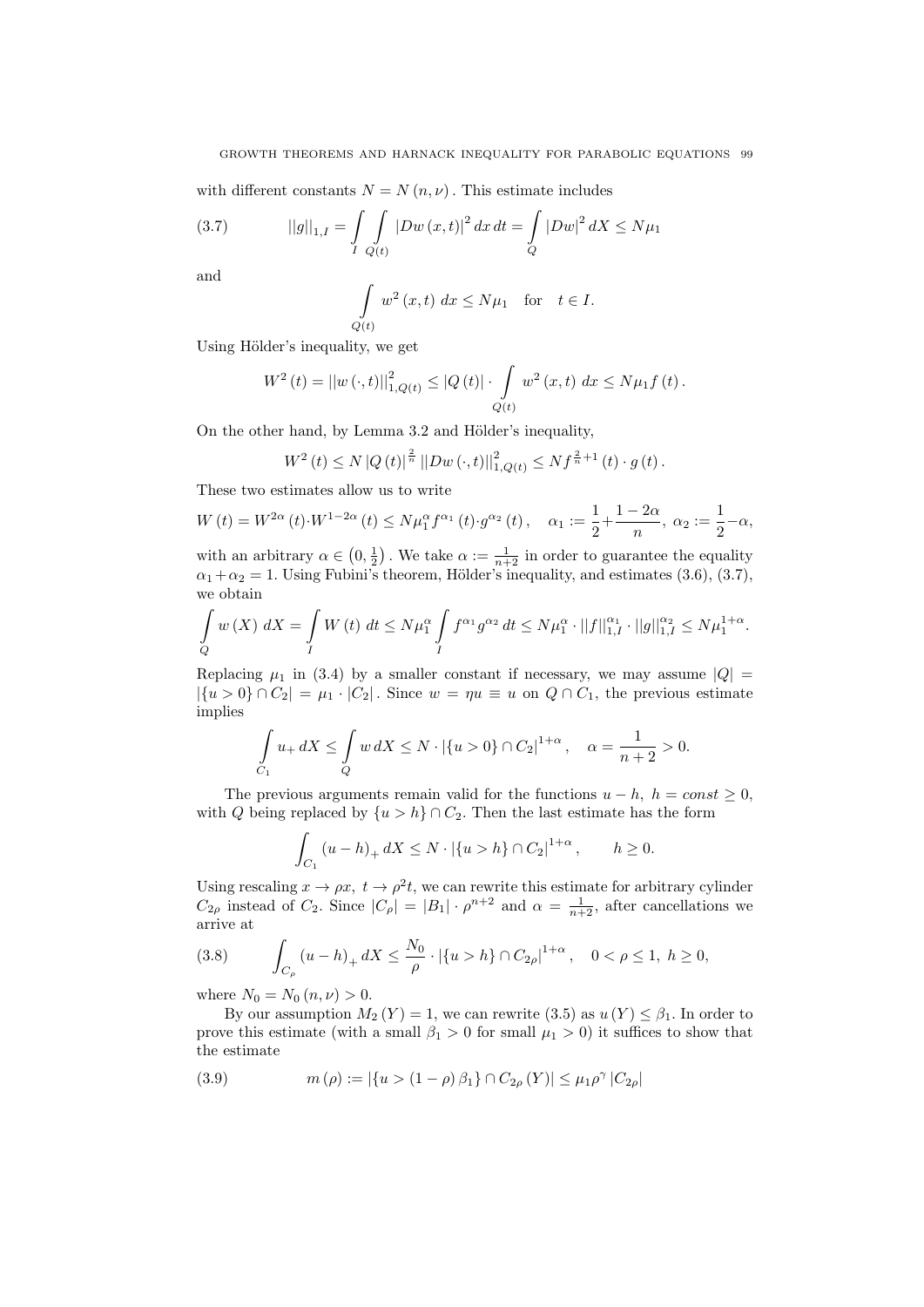with different constants $N = N(n, \nu)$. This estimate includes

$$||g||_{1,I} = \int\limits_I \int\limits_{Q(t)} |Dw(x,t)|^2 \, dx \, dt = \int\limits_Q |Dw|^2 \, dX \le N\mu_1 \tag{3.7}$$

and

$$\int\limits_{Q(t)} w^2(x,t) \, dx \le N\mu_1 \quad \text{for} \quad t \in I.$$

Using Hölder's inequality, we get

$$W^2(t) = ||w(\cdot,t)||^2_{1,Q(t)} \le |Q(t)| \cdot \int\limits_{Q(t)} w^2(x,t) \, dx \le N\mu_1 f(t).$$

On the other hand, by Lemma 3.2 and Hölder's inequality,

$$W^2(t) \le N |Q(t)|^{\frac{2}{n}} ||Dw(\cdot,t)||^2_{1,Q(t)} \le N f^{\frac{2}{n}+1}(t) \cdot g(t).$$

These two estimates allow us to write

$$W(t) = W^{2\alpha}(t) \cdot W^{1-2\alpha}(t) \le N\mu_1^\alpha f^{\alpha_1}(t) \cdot g^{\alpha_2}(t), \quad \alpha_1 := \frac{1}{2} + \frac{1-2\alpha}{n}, \; \alpha_2 := \frac{1}{2} - \alpha,$$

with an arbitrary $\alpha \in \left(0, \frac{1}{2}\right)$. We take $\alpha := \frac{1}{n+2}$ in order to guarantee the equality $\alpha_1 + \alpha_2 = 1$. Using Fubini's theorem, Hölder's inequality, and estimates (3.6), (3.7), we obtain

$$\int\limits_Q w(X) \, dX = \int\limits_I W(t) \, dt \le N\mu_1^\alpha \int\limits_I f^{\alpha_1} g^{\alpha_2} \, dt \le N\mu_1^\alpha \cdot ||f||^{\alpha_1}_{1,I} \cdot ||g||^{\alpha_2}_{1,I} \le N\mu_1^{1+\alpha}.$$

Replacing $\mu_1$ in (3.4) by a smaller constant if necessary, we may assume $|Q| = |\{u > 0\} \cap C_2| = \mu_1 \cdot |C_2|$. Since $w = \eta u \equiv u$ on $Q \cap C_1$, the previous estimate implies

$$\int\limits_{C_1} u_+ \, dX \le \int\limits_Q w \, dX \le N \cdot |\{u > 0\} \cap C_2|^{1+\alpha}, \quad \alpha = \frac{1}{n+2} > 0.$$

The previous arguments remain valid for the functions $u - h$, $h = const \ge 0$, with $Q$ being replaced by $\{u > h\} \cap C_2$. Then the last estimate has the form

$$\int_{C_1} (u-h)_+ \, dX \le N \cdot |\{u > h\} \cap C_2|^{1+\alpha}, \qquad h \ge 0.$$

Using rescaling $x \to \rho x$, $t \to \rho^2 t$, we can rewrite this estimate for arbitrary cylinder $C_{2\rho}$ instead of $C_2$. Since $|C_\rho| = |B_1| \cdot \rho^{n+2}$ and $\alpha = \frac{1}{n+2}$, after cancellations we arrive at

$$\int_{C_\rho} (u-h)_+ \, dX \le \frac{N_0}{\rho} \cdot |\{u > h\} \cap C_{2\rho}|^{1+\alpha}, \quad 0 < \rho \le 1, \; h \ge 0, \tag{3.8}$$

where $N_0 = N_0(n, \nu) > 0$.

By our assumption $M_2(Y) = 1$, we can rewrite (3.5) as $u(Y) \le \beta_1$. In order to prove this estimate (with a small $\beta_1 > 0$ for small $\mu_1 > 0$) it suffices to show that the estimate

$$m(\rho) := |\{u > (1-\rho)\beta_1\} \cap C_{2\rho}(Y)| \le \mu_1 \rho^\gamma |C_{2\rho}| \tag{3.9}$$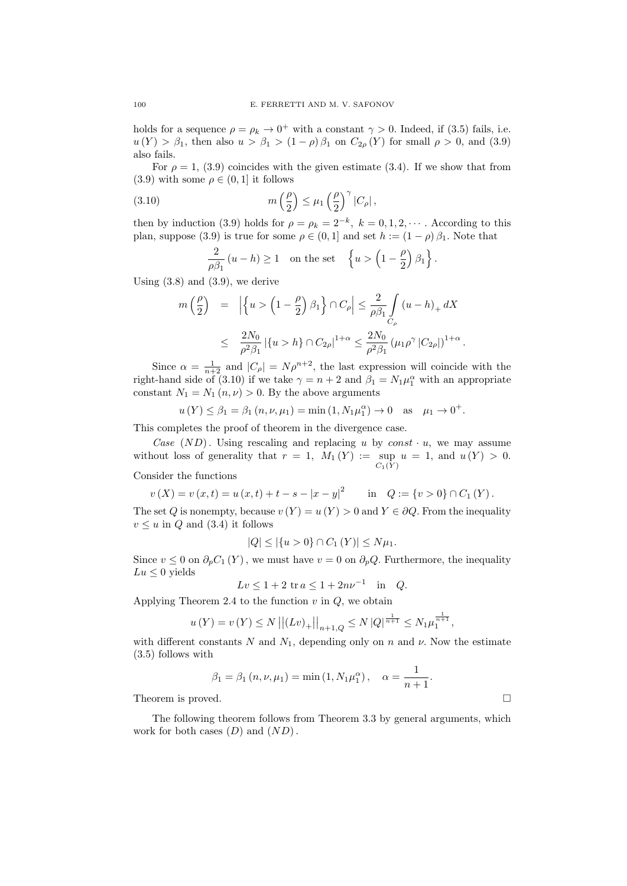holds for a sequence $\rho = \rho_k \to 0^+$ with a constant $\gamma > 0$. Indeed, if (3.5) fails, i.e. $u(Y) > \beta_1$, then also $u > \beta_1 > (1-\rho)\beta_1$ on $C_{2\rho}(Y)$ for small $\rho > 0$, and (3.9) also fails.

For $\rho = 1$, (3.9) coincides with the given estimate (3.4). If we show that from (3.9) with some $\rho \in (0,1]$ it follows

$$m\left(\frac{\rho}{2}\right) \le \mu_1 \left(\frac{\rho}{2}\right)^{\gamma} |C_\rho|, \tag{3.10}$$

then by induction (3.9) holds for $\rho = \rho_k = 2^{-k}$, $k = 0, 1, 2, \cdots$. According to this plan, suppose (3.9) is true for some $\rho \in (0,1]$ and set $h := (1-\rho)\beta_1$. Note that

$$\frac{2}{\rho\beta_1}(u-h) \ge 1 \quad \text{on the set} \quad \left\{ u > \left(1 - \frac{\rho}{2}\right)\beta_1 \right\}.$$

Using (3.8) and (3.9), we derive

$$\begin{aligned} m\left(\frac{\rho}{2}\right) &= \left| \left\{ u > \left(1 - \frac{\rho}{2}\right)\beta_1 \right\} \cap C_\rho \right| \le \frac{2}{\rho\beta_1} \int_{C_\rho} (u-h)_+ \, dX \\ &\le \frac{2N_0}{\rho^2\beta_1} \left|\{u > h\} \cap C_{2\rho}\right|^{1+\alpha} \le \frac{2N_0}{\rho^2\beta_1} \left(\mu_1 \rho^\gamma |C_{2\rho}|\right)^{1+\alpha}. \end{aligned}$$

Since $\alpha = \frac{1}{n+2}$ and $|C_\rho| = N\rho^{n+2}$, the last expression will coincide with the right-hand side of (3.10) if we take $\gamma = n+2$ and $\beta_1 = N_1 \mu_1^\alpha$ with an appropriate constant $N_1 = N_1(n,\nu) > 0$. By the above arguments

$$u(Y) \le \beta_1 = \beta_1(n, \nu, \mu_1) = \min\left(1, N_1 \mu_1^\alpha\right) \to 0 \quad \text{as} \quad \mu_1 \to 0^+.$$

This completes the proof of theorem in the divergence case.

*Case* $(ND)$. Using rescaling and replacing $u$ by $const \cdot u$, we may assume without loss of generality that $r = 1$, $M_1(Y) := \sup_{C_1(Y)} u = 1$, and $u(Y) > 0$. Consider the functions

$$v(X) = v(x,t) = u(x,t) + t - s - |x-y|^2 \qquad \text{in} \quad Q := \{v > 0\} \cap C_1(Y).$$

The set $Q$ is nonempty, because $v(Y) = u(Y) > 0$ and $Y \in \partial Q$. From the inequality $v \le u$ in $Q$ and (3.4) it follows

$$|Q| \le |\{u > 0\} \cap C_1(Y)| \le N\mu_1.$$

Since $v \le 0$ on $\partial_p C_1(Y)$, we must have $v = 0$ on $\partial_p Q$. Furthermore, the inequality $Lu \le 0$ yields

$$Lv \le 1 + 2 \operatorname{tr} a \le 1 + 2n\nu^{-1} \quad \text{in} \quad Q.$$

Applying Theorem 2.4 to the function $v$ in $Q$, we obtain

$$u(Y) = v(Y) \le N \left|\left|(Lv)_+\right|\right|_{n+1,Q} \le N|Q|^{\frac{1}{n+1}} \le N_1 \mu_1^{\frac{1}{n+1}},$$

with different constants $N$ and $N_1$, depending only on $n$ and $\nu$. Now the estimate (3.5) follows with

$$\beta_1 = \beta_1(n,\nu,\mu_1) = \min\left(1, N_1\mu_1^\alpha\right), \quad \alpha = \frac{1}{n+1}.$$

Theorem is proved. $\square$

The following theorem follows from Theorem 3.3 by general arguments, which work for both cases $(D)$ and $(ND)$.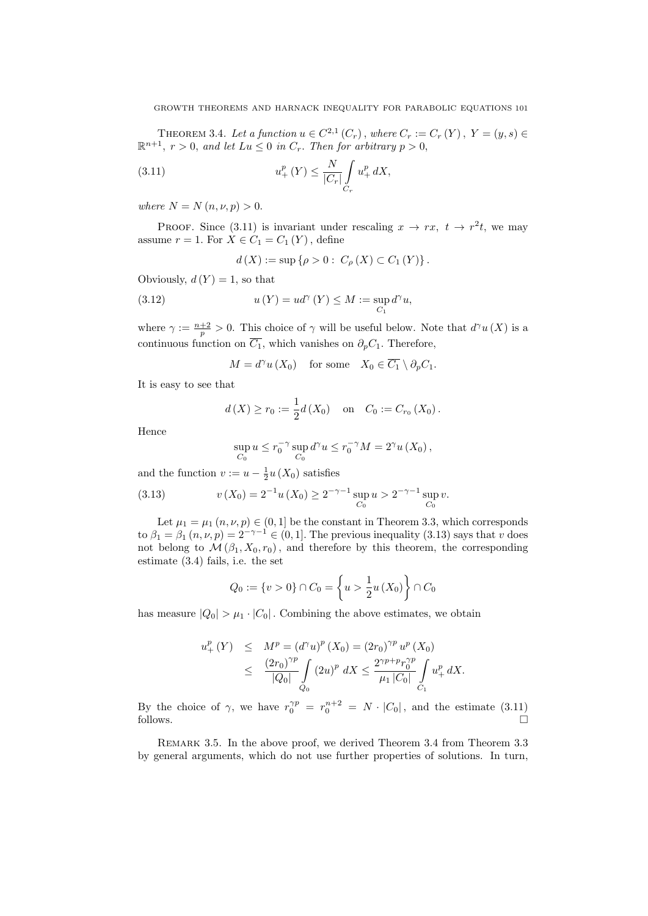Theorem 3.4. *Let a function $u \in C^{2,1}(C_r)$, where $C_r := C_r(Y)$, $Y = (y,s) \in \mathbb{R}^{n+1}$, $r > 0$, and let $Lu \le 0$ in $C_r$. Then for arbitrary $p > 0$,*

$$u_+^p(Y) \le \frac{N}{|C_r|} \int_{C_r} u_+^p \, dX, \tag{3.11}$$

*where $N = N(n, \nu, p) > 0$.*

Proof. Since (3.11) is invariant under rescaling $x \to rx$, $t \to r^2 t$, we may assume $r = 1$. For $X \in C_1 = C_1(Y)$, define

$$d(X) := \sup\{\rho > 0 : \ C_\rho(X) \subset C_1(Y)\}.$$

Obviously, $d(Y) = 1$, so that

$$u(Y) = ud^\gamma(Y) \le M := \sup_{C_1} d^\gamma u, \tag{3.12}$$

where $\gamma := \frac{n+2}{p} > 0$. This choice of $\gamma$ will be useful below. Note that $d^\gamma u(X)$ is a continuous function on $\overline{C_1}$, which vanishes on $\partial_p C_1$. Therefore,

$$M = d^\gamma u(X_0) \quad \text{for some} \quad X_0 \in \overline{C_1} \setminus \partial_p C_1.$$

It is easy to see that

$$d(X) \ge r_0 := \frac{1}{2} d(X_0) \quad \text{on} \quad C_0 := C_{r_0}(X_0).$$

Hence

$$\sup_{C_0} u \le r_0^{-\gamma} \sup_{C_0} d^\gamma u \le r_0^{-\gamma} M = 2^\gamma u(X_0),$$

and the function $v := u - \frac{1}{2} u(X_0)$ satisfies

$$v(X_0) = 2^{-1} u(X_0) \ge 2^{-\gamma-1} \sup_{C_0} u > 2^{-\gamma-1} \sup_{C_0} v. \tag{3.13}$$

Let $\mu_1 = \mu_1(n, \nu, p) \in (0, 1]$ be the constant in Theorem 3.3, which corresponds to $\beta_1 = \beta_1(n, \nu, p) = 2^{-\gamma-1} \in (0, 1]$. The previous inequality (3.13) says that $v$ does not belong to $\mathcal{M}(\beta_1, X_0, r_0)$, and therefore by this theorem, the corresponding estimate (3.4) fails, i.e. the set

$$Q_0 := \{v > 0\} \cap C_0 = \left\{ u > \frac{1}{2} u(X_0) \right\} \cap C_0$$

has measure $|Q_0| > \mu_1 \cdot |C_0|$. Combining the above estimates, we obtain

$$\begin{aligned} u_+^p(Y) &\le M^p = (d^\gamma u)^p(X_0) = (2r_0)^{\gamma p} u^p(X_0) \\ &\le \frac{(2r_0)^{\gamma p}}{|Q_0|} \int_{Q_0} (2u)^p \, dX \le \frac{2^{\gamma p + p} r_0^{\gamma p}}{\mu_1 |C_0|} \int_{C_1} u_+^p \, dX. \end{aligned}$$

By the choice of $\gamma$, we have $r_0^{\gamma p} = r_0^{n+2} = N \cdot |C_0|$, and the estimate (3.11) follows. $\square$

Remark 3.5. In the above proof, we derived Theorem 3.4 from Theorem 3.3 by general arguments, which do not use further properties of solutions. In turn,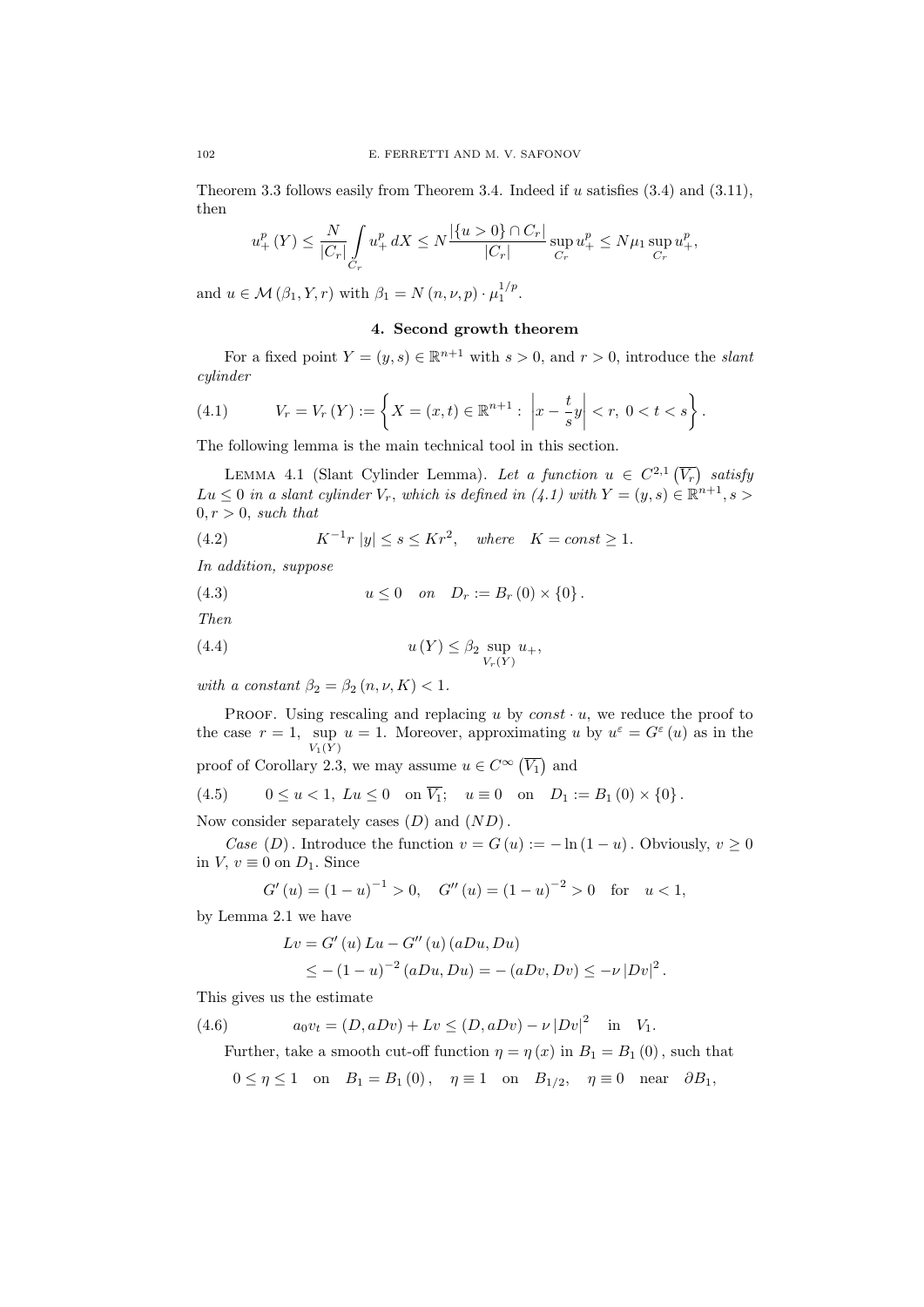Theorem 3.3 follows easily from Theorem 3.4. Indeed if $u$ satisfies (3.4) and (3.11), then

$$u_+^p(Y) \le \frac{N}{|C_r|} \int_{C_r} u_+^p \, dX \le N \frac{|\{u>0\} \cap C_r|}{|C_r|} \sup_{C_r} u_+^p \le N\mu_1 \sup_{C_r} u_+^p,$$

and $u \in \mathcal{M}(\beta_1, Y, r)$ with $\beta_1 = N(n,\nu,p) \cdot \mu_1^{1/p}$.

## 4. Second growth theorem

For a fixed point $Y = (y,s) \in \mathbb{R}^{n+1}$ with $s > 0$, and $r > 0$, introduce the *slant cylinder*

$$V_r = V_r(Y) := \left\{ X = (x,t) \in \mathbb{R}^{n+1} : \left| x - \frac{t}{s} y \right| < r, \ 0 < t < s \right\}. \tag{4.1}$$

The following lemma is the main technical tool in this section.

Lemma 4.1 (Slant Cylinder Lemma). *Let a function $u \in C^{2,1}\left(\overline{V_r}\right)$ satisfy $Lu \le 0$ in a slant cylinder $V_r$, which is defined in (4.1) with $Y = (y,s) \in \mathbb{R}^{n+1}, s > 0, r > 0$, such that*

$$K^{-1} r\,|y| \le s \le K r^2, \quad \textit{where} \quad K = const \ge 1. \tag{4.2}$$

*In addition, suppose*

$$u \le 0 \quad on \quad D_r := B_r(0) \times \{0\}. \tag{4.3}$$

*Then*

$$u(Y) \le \beta_2 \sup_{V_r(Y)} u_+, \tag{4.4}$$

*with a constant $\beta_2 = \beta_2(n,\nu,K) < 1$.*

Proof. Using rescaling and replacing $u$ by $const \cdot u$, we reduce the proof to the case $r = 1$, $\sup\limits_{V_1(Y)} u = 1$. Moreover, approximating $u$ by $u^\varepsilon = G^\varepsilon(u)$ as in the proof of Corollary 2.3, we may assume $u \in C^\infty\left(\overline{V_1}\right)$ and

$$0 \le u < 1, \ Lu \le 0 \quad \text{on } \overline{V_1}; \quad u \equiv 0 \quad \text{on} \quad D_1 := B_1(0) \times \{0\}. \tag{4.5}$$

Now consider separately cases $(D)$ and $(ND)$.

*Case* $(D)$. Introduce the function $v = G(u) := -\ln(1-u)$. Obviously, $v \ge 0$ in $V$, $v \equiv 0$ on $D_1$. Since

$$G'(u) = (1-u)^{-1} > 0, \quad G''(u) = (1-u)^{-2} > 0 \quad \text{for} \quad u < 1,$$

by Lemma 2.1 we have

$$\begin{aligned} Lv &= G'(u)\, Lu - G''(u)\,(aDu, Du) \\ &\le -(1-u)^{-2}(aDu, Du) = -(aDv, Dv) \le -\nu\, |Dv|^2. \end{aligned}$$

This gives us the estimate

$$a_0 v_t = (D, aDv) + Lv \le (D, aDv) - \nu\,|Dv|^2 \quad \text{in} \quad V_1. \tag{4.6}$$

Further, take a smooth cut-off function $\eta = \eta(x)$ in $B_1 = B_1(0)$, such that

$$0 \le \eta \le 1 \quad \text{on} \quad B_1 = B_1(0), \quad \eta \equiv 1 \quad \text{on} \quad B_{1/2}, \quad \eta \equiv 0 \quad \text{near} \quad \partial B_1,$$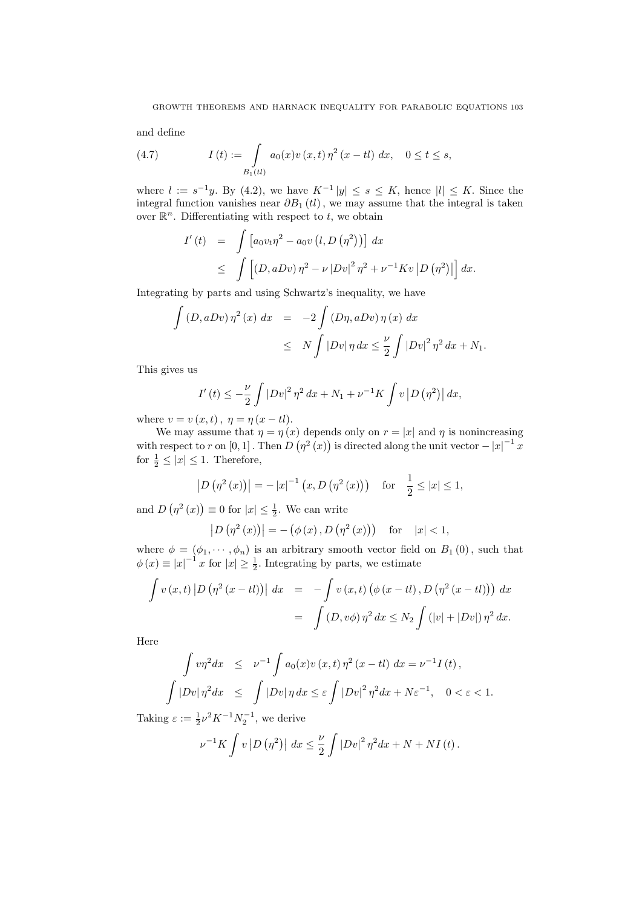and define

$$
I(t) := \int_{B_1(tl)} a_0(x) v(x,t) \eta^2(x - tl)\, dx, \quad 0 \le t \le s, \tag{4.7}
$$

where $l := s^{-1} y$. By (4.2), we have $K^{-1}|y| \le s \le K$, hence $|l| \le K$. Since the integral function vanishes near $\partial B_1(tl)$, we may assume that the integral is taken over $\mathbb{R}^n$. Differentiating with respect to $t$, we obtain

$$
\begin{aligned}
I'(t) &= \int \left[ a_0 v_t \eta^2 - a_0 v \left(l, D\left(\eta^2\right)\right) \right] dx \\
&\le \int \left[ (D, aDv)\, \eta^2 - \nu |Dv|^2 \eta^2 + \nu^{-1} K v \left| D\left(\eta^2\right) \right| \right] dx.
\end{aligned}
$$

Integrating by parts and using Schwartz's inequality, we have

$$
\begin{aligned}
\int (D, aDv)\, \eta^2(x)\, dx &= -2 \int (D\eta, aDv)\, \eta(x)\, dx \\
&\le N \int |Dv|\, \eta\, dx \le \frac{\nu}{2} \int |Dv|^2 \eta^2\, dx + N_1.
\end{aligned}
$$

This gives us

$$
I'(t) \le -\frac{\nu}{2} \int |Dv|^2 \eta^2\, dx + N_1 + \nu^{-1} K \int v \left| D\left(\eta^2\right) \right| dx,
$$

where $v = v(x,t)$, $\eta = \eta(x - tl)$.

We may assume that $\eta = \eta(x)$ depends only on $r = |x|$ and $\eta$ is nonincreasing with respect to $r$ on $[0,1]$. Then $D\left(\eta^2(x)\right)$ is directed along the unit vector $-|x|^{-1} x$ for $\frac{1}{2} \le |x| \le 1$. Therefore,

$$
\left| D\left(\eta^2(x)\right) \right| = -|x|^{-1} \left(x, D\left(\eta^2(x)\right)\right) \quad \text{for} \quad \frac{1}{2} \le |x| \le 1,
$$

and $D\left(\eta^2(x)\right) \equiv 0$ for $|x| \le \frac{1}{2}$. We can write

$$
\left| D\left(\eta^2(x)\right) \right| = -\left(\phi(x), D\left(\eta^2(x)\right)\right) \quad \text{for} \quad |x| < 1,
$$

where $\phi = (\phi_1, \cdots, \phi_n)$ is an arbitrary smooth vector field on $B_1(0)$, such that $\phi(x) \equiv |x|^{-1} x$ for $|x| \ge \frac{1}{2}$. Integrating by parts, we estimate

$$
\begin{aligned}
\int v(x,t) \left| D\left(\eta^2(x - tl)\right) \right| dx &= -\int v(x,t) \left(\phi(x - tl), D\left(\eta^2(x - tl)\right)\right) dx \\
&= \int (D, v\phi)\, \eta^2\, dx \le N_2 \int (|v| + |Dv|)\, \eta^2\, dx.
\end{aligned}
$$

Here

$$
\begin{aligned}
\int v \eta^2 dx &\le \nu^{-1} \int a_0(x) v(x,t) \eta^2(x - tl)\, dx = \nu^{-1} I(t), \\
\int |Dv|\, \eta^2 dx &\le \int |Dv|\, \eta\, dx \le \varepsilon \int |Dv|^2 \eta^2 dx + N \varepsilon^{-1}, \quad 0 < \varepsilon < 1.
\end{aligned}
$$

Taking $\varepsilon := \frac{1}{2} \nu^2 K^{-1} N_2^{-1}$, we derive

$$
\nu^{-1} K \int v \left| D\left(\eta^2\right) \right| dx \le \frac{\nu}{2} \int |Dv|^2 \eta^2 dx + N + N I(t).
$$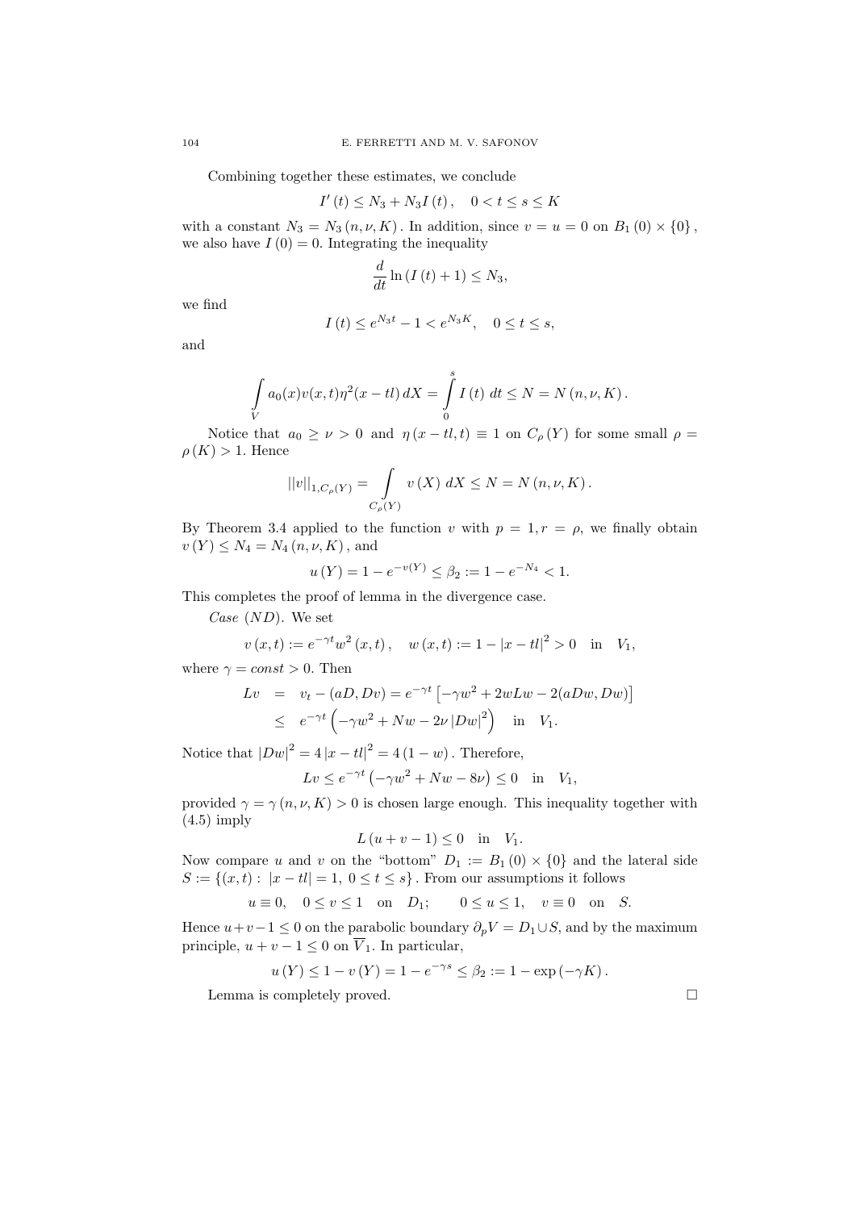Combining together these estimates, we conclude

$$I'(t) \le N_3 + N_3 I(t), \quad 0 < t \le s \le K$$

with a constant $N_3 = N_3(n, \nu, K)$. In addition, since $v = u = 0$ on $B_1(0) \times \{0\}$, we also have $I(0) = 0$. Integrating the inequality

$$\frac{d}{dt} \ln (I(t) + 1) \le N_3,$$

we find

$$I(t) \le e^{N_3 t} - 1 < e^{N_3 K}, \quad 0 \le t \le s,$$

and

$$\int\limits_V a_0(x) v(x,t) \eta^2(x - tl) \, dX = \int\limits_0^s I(t) \, dt \le N = N(n, \nu, K).$$

Notice that $a_0 \ge \nu > 0$ and $\eta(x - tl, t) \equiv 1$ on $C_\rho(Y)$ for some small $\rho = \rho(K) > 1$. Hence

$$||v||_{1, C_\rho(Y)} = \int\limits_{C_\rho(Y)} v(X) \, dX \le N = N(n, \nu, K).$$

By Theorem 3.4 applied to the function $v$ with $p = 1, r = \rho$, we finally obtain $v(Y) \le N_4 = N_4(n, \nu, K)$, and

$$u(Y) = 1 - e^{-v(Y)} \le \beta_2 := 1 - e^{-N_4} < 1.$$

This completes the proof of lemma in the divergence case.

*Case (ND).* We set

$$v(x,t) := e^{-\gamma t} w^2(x,t), \quad w(x,t) := 1 - |x - tl|^2 > 0 \quad \text{in} \quad V_1,$$

where $\gamma = const > 0$. Then

$$\begin{aligned} Lv &= v_t - (aD, Dv) = e^{-\gamma t} \left[ -\gamma w^2 + 2wLw - 2(aDw, Dw) \right] \\ &\le e^{-\gamma t} \left( -\gamma w^2 + Nw - 2\nu |Dw|^2 \right) \quad \text{in} \quad V_1. \end{aligned}$$

Notice that $|Dw|^2 = 4|x - tl|^2 = 4(1 - w)$. Therefore,

$$Lv \le e^{-\gamma t} \left( -\gamma w^2 + Nw - 8\nu \right) \le 0 \quad \text{in} \quad V_1,$$

provided $\gamma = \gamma(n, \nu, K) > 0$ is chosen large enough. This inequality together with (4.5) imply

$$L(u + v - 1) \le 0 \quad \text{in} \quad V_1.$$

Now compare $u$ and $v$ on the "bottom" $D_1 := B_1(0) \times \{0\}$ and the lateral side $S := \{(x,t) : \ |x - tl| = 1, \ 0 \le t \le s\}$. From our assumptions it follows

$$u \equiv 0, \quad 0 \le v \le 1 \quad \text{on} \quad D_1; \qquad 0 \le u \le 1, \quad v \equiv 0 \quad \text{on} \quad S.$$

Hence $u + v - 1 \le 0$ on the parabolic boundary $\partial_p V = D_1 \cup S$, and by the maximum principle, $u + v - 1 \le 0$ on $\overline{V}_1$. In particular,

$$u(Y) \le 1 - v(Y) = 1 - e^{-\gamma s} \le \beta_2 := 1 - \exp(-\gamma K).$$

Lemma is completely proved. $\square$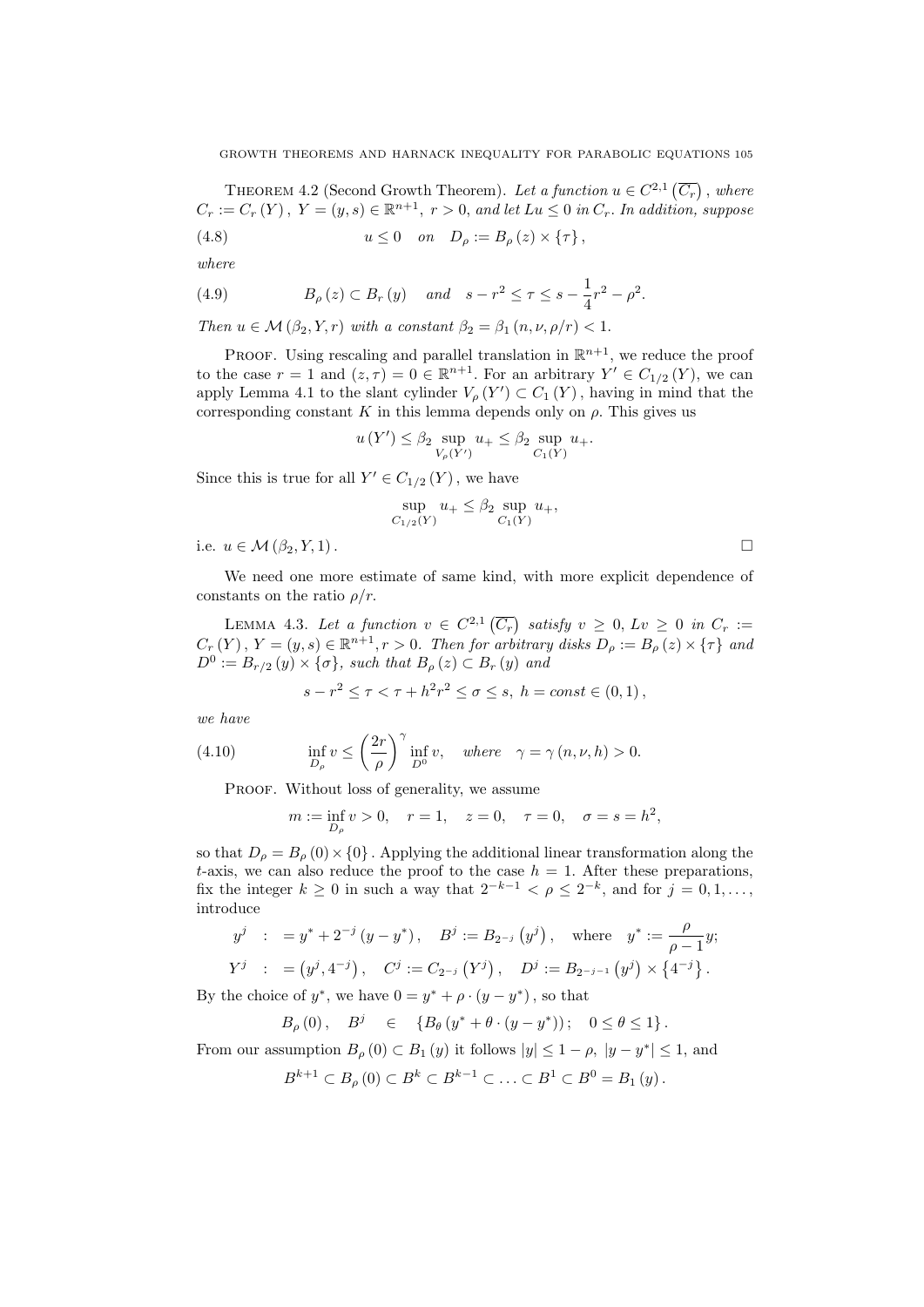**Theorem 4.2** (Second Growth Theorem). *Let a function $u \in C^{2,1}\left(\overline{C_r}\right)$, where $C_r := C_r(Y)$, $Y = (y,s) \in \mathbb{R}^{n+1}$, $r > 0$, and let $Lu \le 0$ in $C_r$. In addition, suppose*

$$u \le 0 \quad \text{on} \quad D_\rho := B_\rho(z) \times \{\tau\}, \tag{4.8}$$

*where*

$$B_\rho(z) \subset B_r(y) \quad \text{and} \quad s - r^2 \le \tau \le s - \frac{1}{4}r^2 - \rho^2. \tag{4.9}$$

*Then $u \in \mathcal{M}(\beta_2, Y, r)$ with a constant $\beta_2 = \beta_1(n, \nu, \rho/r) < 1$.*

Proof. Using rescaling and parallel translation in $\mathbb{R}^{n+1}$, we reduce the proof to the case $r = 1$ and $(z,\tau) = 0 \in \mathbb{R}^{n+1}$. For an arbitrary $Y' \in C_{1/2}(Y)$, we can apply Lemma 4.1 to the slant cylinder $V_\rho(Y') \subset C_1(Y)$, having in mind that the corresponding constant $K$ in this lemma depends only on $\rho$. This gives us

$$u(Y') \le \beta_2 \sup_{V_\rho(Y')} u_+ \le \beta_2 \sup_{C_1(Y)} u_+.$$

Since this is true for all $Y' \in C_{1/2}(Y)$, we have

$$\sup_{C_{1/2}(Y)} u_+ \le \beta_2 \sup_{C_1(Y)} u_+,$$

i.e. $u \in \mathcal{M}(\beta_2, Y, 1)$. □

We need one more estimate of same kind, with more explicit dependence of constants on the ratio $\rho/r$.

**Lemma 4.3.** *Let a function $v \in C^{2,1}\left(\overline{C_r}\right)$ satisfy $v \ge 0$, $Lv \ge 0$ in $C_r := C_r(Y)$, $Y = (y,s) \in \mathbb{R}^{n+1}, r > 0$. Then for arbitrary disks $D_\rho := B_\rho(z) \times \{\tau\}$ and $D^0 := B_{r/2}(y) \times \{\sigma\}$, such that $B_\rho(z) \subset B_r(y)$ and*

$$s - r^2 \le \tau < \tau + h^2 r^2 \le \sigma \le s, \; h = const \in (0,1),$$

*we have*

$$\inf_{D_\rho} v \le \left(\frac{2r}{\rho}\right)^\gamma \inf_{D^0} v, \quad \text{where} \quad \gamma = \gamma(n, \nu, h) > 0. \tag{4.10}$$

Proof. Without loss of generality, we assume

$$m := \inf_{D_\rho} v > 0, \quad r = 1, \quad z = 0, \quad \tau = 0, \quad \sigma = s = h^2,$$

so that $D_\rho = B_\rho(0) \times \{0\}$. Applying the additional linear transformation along the $t$-axis, we can also reduce the proof to the case $h = 1$. After these preparations, fix the integer $k \ge 0$ in such a way that $2^{-k-1} < \rho \le 2^{-k}$, and for $j = 0, 1, \ldots$, introduce

$$y^j \; : \; = y^* + 2^{-j}(y - y^*), \quad B^j := B_{2^{-j}}\left(y^j\right), \quad \text{where} \quad y^* := \frac{\rho}{\rho - 1}y;$$

$$Y^j \; : \; = \left(y^j, 4^{-j}\right), \quad C^j := C_{2^{-j}}\left(Y^j\right), \quad D^j := B_{2^{-j-1}}\left(y^j\right) \times \left\{4^{-j}\right\}.$$

By the choice of $y^*$, we have $0 = y^* + \rho \cdot (y - y^*)$, so that

$$B_\rho(0), \quad B^j \quad \in \quad \{B_\theta(y^* + \theta \cdot (y - y^*)); \quad 0 \le \theta \le 1\}.$$

From our assumption $B_\rho(0) \subset B_1(y)$ it follows $|y| \le 1 - \rho$, $|y - y^*| \le 1$, and

$$B^{k+1} \subset B_\rho(0) \subset B^k \subset B^{k-1} \subset \ldots \subset B^1 \subset B^0 = B_1(y).$$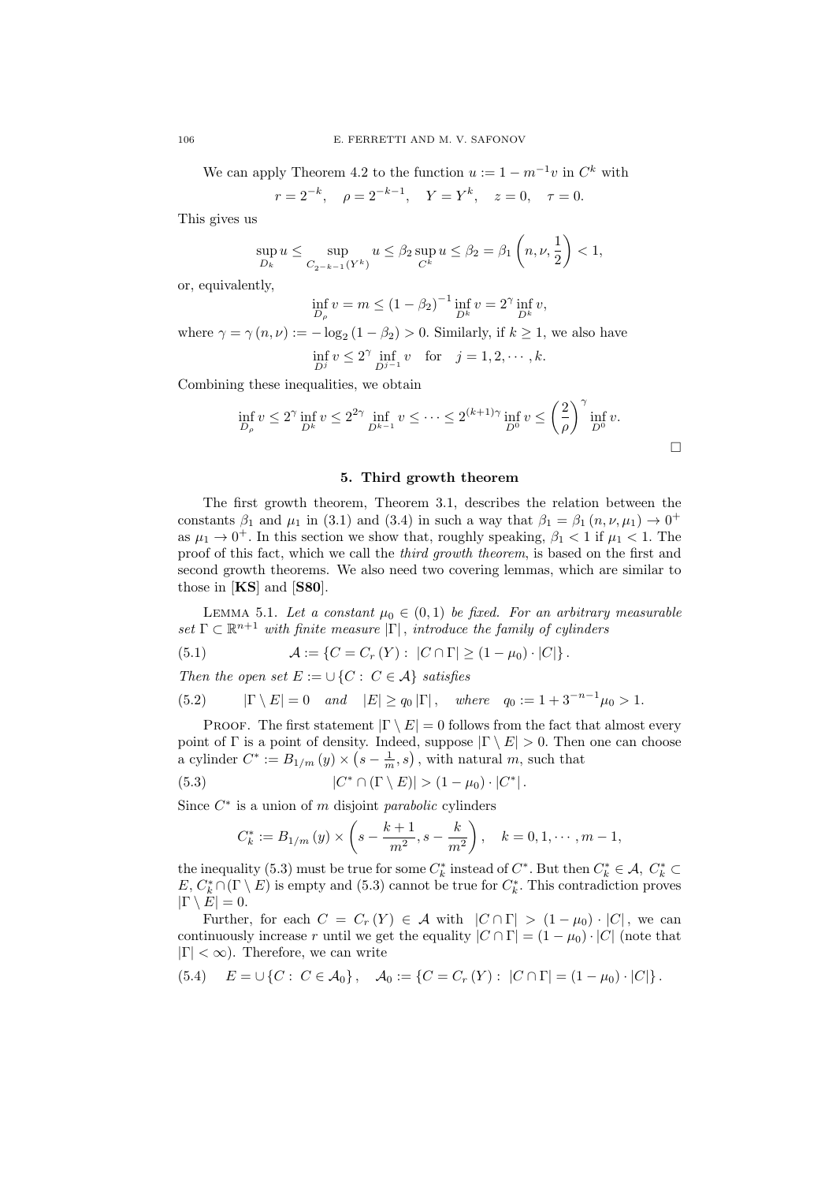We can apply Theorem 4.2 to the function $u := 1 - m^{-1}v$ in $C^k$ with

$$r = 2^{-k}, \quad \rho = 2^{-k-1}, \quad Y = Y^k, \quad z = 0, \quad \tau = 0.$$

This gives us

$$\sup_{D_k} u \le \sup_{C_{2^{-k-1}}(Y^k)} u \le \beta_2 \sup_{C^k} u \le \beta_2 = \beta_1\left(n, \nu, \frac{1}{2}\right) < 1,$$

or, equivalently,

$$\inf_{D_\rho} v = m \le (1-\beta_2)^{-1} \inf_{D^k} v = 2^\gamma \inf_{D^k} v,$$

where $\gamma = \gamma(n,\nu) := -\log_2(1-\beta_2) > 0$. Similarly, if $k \ge 1$, we also have

$$\inf_{D^j} v \le 2^\gamma \inf_{D^{j-1}} v \quad \text{for} \quad j = 1, 2, \cdots, k.$$

Combining these inequalities, we obtain

$$\inf_{D_\rho} v \le 2^\gamma \inf_{D^k} v \le 2^{2\gamma} \inf_{D^{k-1}} v \le \cdots \le 2^{(k+1)\gamma} \inf_{D^0} v \le \left(\frac{2}{\rho}\right)^\gamma \inf_{D^0} v.$$

$\square$

## 5. Third growth theorem

The first growth theorem, Theorem 3.1, describes the relation between the constants $\beta_1$ and $\mu_1$ in (3.1) and (3.4) in such a way that $\beta_1 = \beta_1(n,\nu,\mu_1) \to 0^+$ as $\mu_1 \to 0^+$. In this section we show that, roughly speaking, $\beta_1 < 1$ if $\mu_1 < 1$. The proof of this fact, which we call the *third growth theorem*, is based on the first and second growth theorems. We also need two covering lemmas, which are similar to those in [**KS**] and [**S80**].

Lemma 5.1. *Let a constant $\mu_0 \in (0,1)$ be fixed. For an arbitrary measurable set $\Gamma \subset \mathbb{R}^{n+1}$ with finite measure $|\Gamma|$, introduce the family of cylinders*

$$\mathcal{A} := \{C = C_r(Y) : \ |C \cap \Gamma| \ge (1-\mu_0) \cdot |C|\}. \tag{5.1}$$

*Then the open set $E := \cup\{C : \ C \in \mathcal{A}\}$ satisfies*

$$|\Gamma \setminus E| = 0 \quad \text{and} \quad |E| \ge q_0 |\Gamma|, \quad \text{where} \quad q_0 := 1 + 3^{-n-1}\mu_0 > 1. \tag{5.2}$$

Proof. The first statement $|\Gamma \setminus E| = 0$ follows from the fact that almost every point of $\Gamma$ is a point of density. Indeed, suppose $|\Gamma \setminus E| > 0$. Then one can choose a cylinder $C^* := B_{1/m}(y) \times \left(s - \frac{1}{m}, s\right)$, with natural $m$, such that

$$|C^* \cap (\Gamma \setminus E)| > (1-\mu_0) \cdot |C^*|. \tag{5.3}$$

Since $C^*$ is a union of $m$ disjoint *parabolic* cylinders

$$C_k^* := B_{1/m}(y) \times \left(s - \frac{k+1}{m^2}, s - \frac{k}{m^2}\right), \quad k = 0, 1, \cdots, m-1,$$

the inequality (5.3) must be true for some $C_k^*$ instead of $C^*$. But then $C_k^* \in \mathcal{A}$, $C_k^* \subset E$, $C_k^* \cap (\Gamma \setminus E)$ is empty and (5.3) cannot be true for $C_k^*$. This contradiction proves $|\Gamma \setminus E| = 0$.

Further, for each $C = C_r(Y) \in \mathcal{A}$ with $|C \cap \Gamma| > (1-\mu_0) \cdot |C|$, we can continuously increase $r$ until we get the equality $|C \cap \Gamma| = (1-\mu_0) \cdot |C|$ (note that $|\Gamma| < \infty$). Therefore, we can write

$$E = \cup\{C : \ C \in \mathcal{A}_0\}, \quad \mathcal{A}_0 := \{C = C_r(Y) : \ |C \cap \Gamma| = (1-\mu_0) \cdot |C|\}. \tag{5.4}$$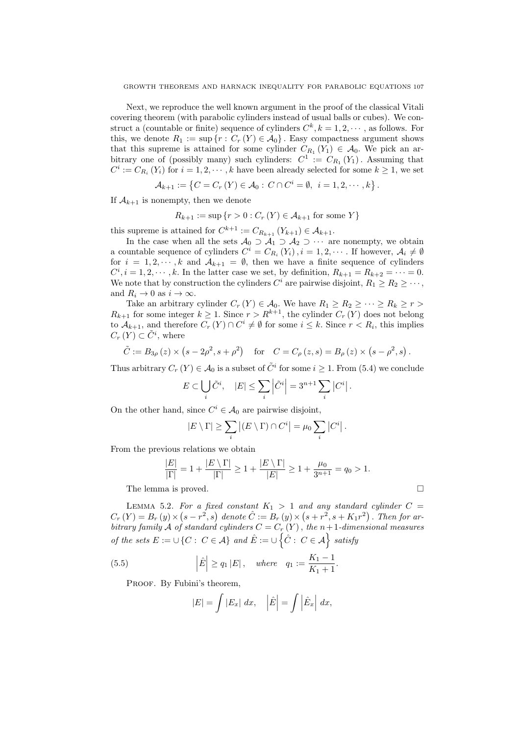Next, we reproduce the well known argument in the proof of the classical Vitali covering theorem (with parabolic cylinders instead of usual balls or cubes). We construct a (countable or finite) sequence of cylinders $C^k, k = 1, 2, \cdots$, as follows. For this, we denote $R_1 := \sup\{r : C_r(Y) \in \mathcal{A}_0\}$. Easy compactness argument shows that this supreme is attained for some cylinder $C_{R_1}(Y_1) \in \mathcal{A}_0$. We pick an arbitrary one of (possibly many) such cylinders: $C^1 := C_{R_1}(Y_1)$. Assuming that $C^i := C_{R_i}(Y_i)$ for $i = 1, 2, \cdots, k$ have been already selected for some $k \geq 1$, we set

$$\mathcal{A}_{k+1} := \left\{ C = C_r(Y) \in \mathcal{A}_0 : C \cap C^i = \emptyset, \ i = 1, 2, \cdots, k \right\}.$$

If $\mathcal{A}_{k+1}$ is nonempty, then we denote

$$R_{k+1} := \sup\{r > 0 : C_r(Y) \in \mathcal{A}_{k+1} \text{ for some } Y\}$$

this supreme is attained for $C^{k+1} := C_{R_{k+1}}(Y_{k+1}) \in \mathcal{A}_{k+1}$.

In the case when all the sets $\mathcal{A}_0 \supset \mathcal{A}_1 \supset \mathcal{A}_2 \supset \cdots$ are nonempty, we obtain a countable sequence of cylinders $C^i = C_{R_i}(Y_i), i = 1, 2, \cdots$. If however, $\mathcal{A}_i \neq \emptyset$ for $i = 1, 2, \cdots, k$ and $\mathcal{A}_{k+1} = \emptyset$, then we have a finite sequence of cylinders $C^i, i = 1, 2, \cdots, k$. In the latter case we set, by definition, $R_{k+1} = R_{k+2} = \cdots = 0$. We note that by construction the cylinders $C^i$ are pairwise disjoint, $R_1 \geq R_2 \geq \cdots$, and $R_i \to 0$ as $i \to \infty$.

Take an arbitrary cylinder $C_r(Y) \in \mathcal{A}_0$. We have $R_1 \geq R_2 \geq \cdots \geq R_k \geq r > R_{k+1}$ for some integer $k \geq 1$. Since $r > R^{k+1}$, the cylinder $C_r(Y)$ does not belong to $\mathcal{A}_{k+1}$, and therefore $C_r(Y) \cap C^i \neq \emptyset$ for some $i \leq k$. Since $r < R_i$, this implies $C_r(Y) \subset \tilde{C}^i$, where

$$\tilde{C} := B_{3\rho}(z) \times \left(s - 2\rho^2, s + \rho^2\right) \quad \text{for} \quad C = C_\rho(z, s) = B_\rho(z) \times \left(s - \rho^2, s\right).$$

Thus arbitrary $C_r(Y) \in \mathcal{A}_0$ is a subset of $\tilde{C}^i$ for some $i \geq 1$. From (5.4) we conclude

$$E \subset \bigcup_i \tilde{C}^i, \quad |E| \leq \sum_i \left|\tilde{C}^i\right| = 3^{n+1} \sum_i \left|C^i\right|.$$

On the other hand, since $C^i \in \mathcal{A}_0$ are pairwise disjoint,

$$|E \setminus \Gamma| \geq \sum_i \left|(E \setminus \Gamma) \cap C^i\right| = \mu_0 \sum_i \left|C^i\right|.$$

From the previous relations we obtain

$$\frac{|E|}{|\Gamma|} = 1 + \frac{|E \setminus \Gamma|}{|\Gamma|} \geq 1 + \frac{|E \setminus \Gamma|}{|E|} \geq 1 + \frac{\mu_0}{3^{n+1}} = q_0 > 1.$$

The lemma is proved. $\square$

Lemma 5.2. *For a fixed constant $K_1 > 1$ and any standard cylinder $C = C_r(Y) = B_r(y) \times \left(s - r^2, s\right)$ denote $\hat{C} := B_r(y) \times \left(s + r^2, s + K_1 r^2\right)$. Then for arbitrary family $\mathcal{A}$ of standard cylinders $C = C_r(Y)$, the $n+1$-dimensional measures of the sets $E := \cup\{C : C \in \mathcal{A}\}$ and $\hat{E} := \cup\left\{\hat{C} : C \in \mathcal{A}\right\}$ satisfy*

$$\left|\hat{E}\right| \geq q_1 |E|, \quad \textit{where} \quad q_1 := \frac{K_1 - 1}{K_1 + 1}. \tag{5.5}$$

Proof. By Fubini's theorem,

$$|E| = \int |E_x| \, dx, \quad \left|\hat{E}\right| = \int \left|\hat{E}_x\right| \, dx,$$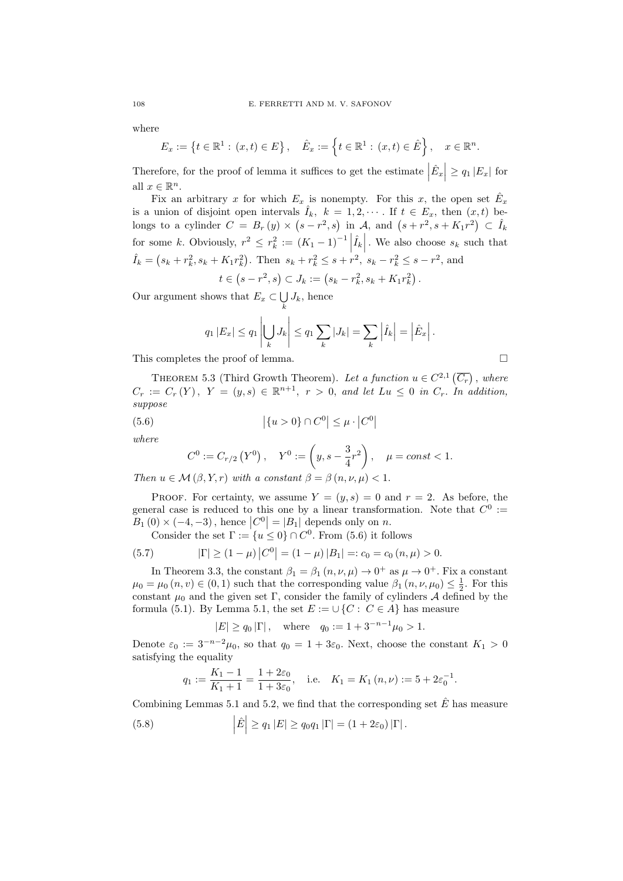where

$$E_x := \left\{t \in \mathbb{R}^1 : (x,t) \in E\right\}, \quad \hat{E}_x := \left\{t \in \mathbb{R}^1 : (x,t) \in \hat{E}\right\}, \quad x \in \mathbb{R}^n.$$

Therefore, for the proof of lemma it suffices to get the estimate $\left|\hat{E}_x\right| \geq q_1 |E_x|$ for all $x \in \mathbb{R}^n$.

Fix an arbitrary $x$ for which $E_x$ is nonempty. For this $x$, the open set $\hat{E}_x$ is a union of disjoint open intervals $\hat{I}_k$, $k = 1, 2, \cdots$. If $t \in E_x$, then $(x,t)$ belongs to a cylinder $C = B_r(y) \times (s - r^2, s)$ in $\mathcal{A}$, and $(s + r^2, s + K_1 r^2) \subset \hat{I}_k$ for some $k$. Obviously, $r^2 \leq r_k^2 := (K_1 - 1)^{-1} \left|\hat{I}_k\right|$. We also choose $s_k$ such that $\hat{I}_k = (s_k + r_k^2, s_k + K_1 r_k^2)$. Then $s_k + r_k^2 \leq s + r^2$, $s_k - r_k^2 \leq s - r^2$, and

$$t \in (s - r^2, s) \subset J_k := (s_k - r_k^2, s_k + K_1 r_k^2).$$

Our argument shows that $E_x \subset \bigcup_k J_k$, hence

$$q_1 |E_x| \leq q_1 \left|\bigcup_k J_k\right| \leq q_1 \sum_k |J_k| = \sum_k \left|\hat{I}_k\right| = \left|\hat{E}_x\right|.$$

This completes the proof of lemma. □

THEOREM 5.3 (Third Growth Theorem). *Let a function $u \in C^{2,1}\left(\overline{C_r}\right)$, where $C_r := C_r(Y)$, $Y = (y,s) \in \mathbb{R}^{n+1}$, $r > 0$, and let $Lu \leq 0$ in $C_r$. In addition, suppose*

$$\left|\{u > 0\} \cap C^0\right| \leq \mu \cdot \left|C^0\right| \tag{5.6}$$

*where*

$$C^0 := C_{r/2}\left(Y^0\right), \quad Y^0 := \left(y, s - \frac{3}{4} r^2\right), \quad \mu = const < 1.$$

*Then $u \in \mathcal{M}(\beta, Y, r)$ with a constant $\beta = \beta(n, \nu, \mu) < 1$.*

PROOF. For certainty, we assume $Y = (y,s) = 0$ and $r = 2$. As before, the general case is reduced to this one by a linear transformation. Note that $C^0 := B_1(0) \times (-4, -3)$, hence $\left|C^0\right| = |B_1|$ depends only on $n$.

Consider the set $\Gamma := \{u \leq 0\} \cap C^0$. From (5.6) it follows

$$|\Gamma| \geq (1 - \mu)\left|C^0\right| = (1 - \mu)|B_1| =: c_0 = c_0(n, \mu) > 0. \tag{5.7}$$

In Theorem 3.3, the constant $\beta_1 = \beta_1(n, \nu, \mu) \to 0^+$ as $\mu \to 0^+$. Fix a constant $\mu_0 = \mu_0(n, v) \in (0,1)$ such that the corresponding value $\beta_1(n, \nu, \mu_0) \leq \frac{1}{2}$. For this constant $\mu_0$ and the given set $\Gamma$, consider the family of cylinders $\mathcal{A}$ defined by the formula (5.1). By Lemma 5.1, the set $E := \cup\{C : C \in A\}$ has measure

$$|E| \geq q_0 |\Gamma|, \quad \text{where} \quad q_0 := 1 + 3^{-n-1}\mu_0 > 1.$$

Denote $\varepsilon_0 := 3^{-n-2}\mu_0$, so that $q_0 = 1 + 3\varepsilon_0$. Next, choose the constant $K_1 > 0$ satisfying the equality

$$q_1 := \frac{K_1 - 1}{K_1 + 1} = \frac{1 + 2\varepsilon_0}{1 + 3\varepsilon_0}, \quad \text{i.e.} \quad K_1 = K_1(n, \nu) := 5 + 2\varepsilon_0^{-1}.$$

Combining Lemmas 5.1 and 5.2, we find that the corresponding set $\hat{E}$ has measure

$$\left|\hat{E}\right| \geq q_1 |E| \geq q_0 q_1 |\Gamma| = (1 + 2\varepsilon_0)|\Gamma|. \tag{5.8}$$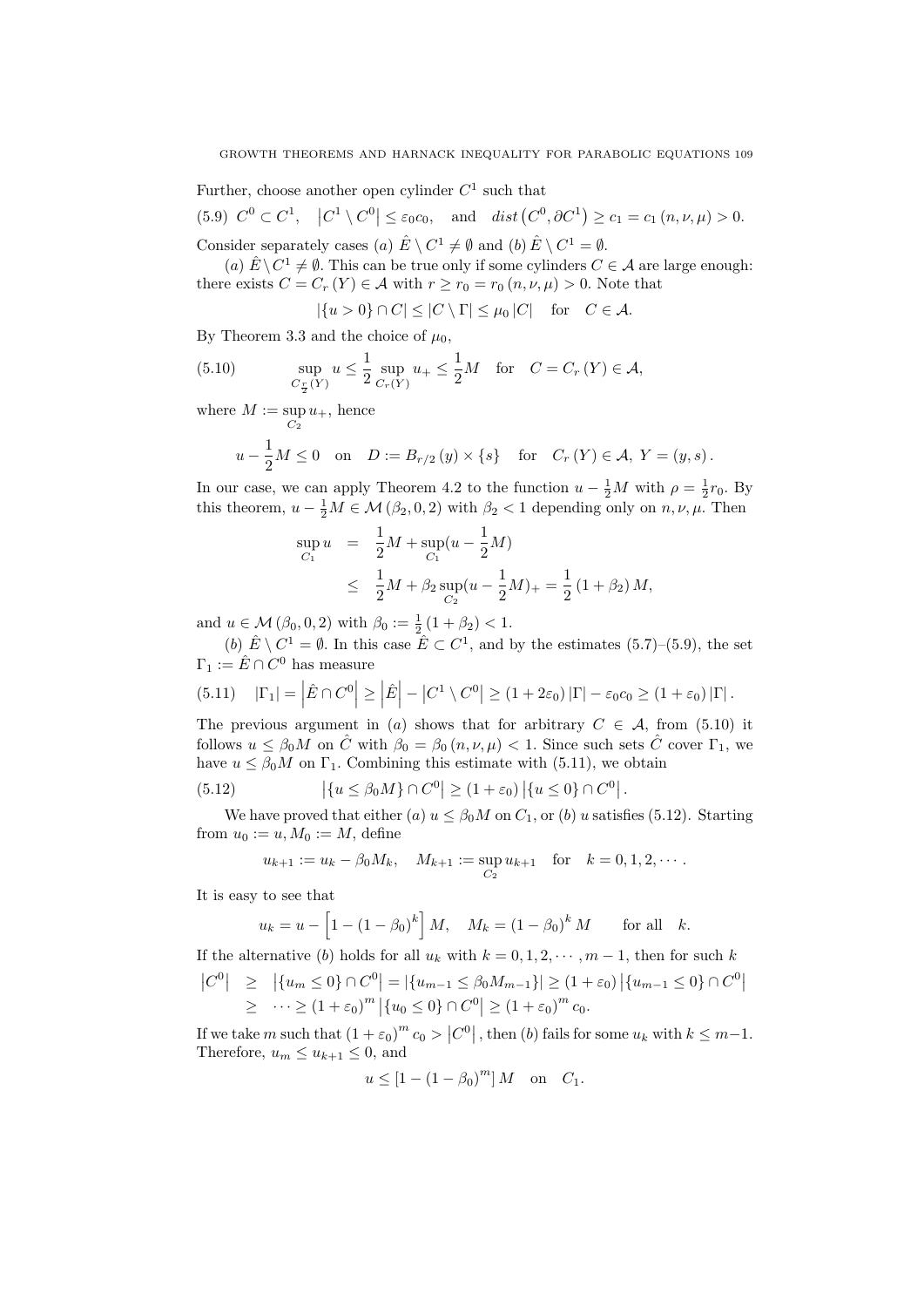Further, choose another open cylinder $C^1$ such that

$$(5.9)\quad C^0 \subset C^1, \quad \left|C^1 \setminus C^0\right| \le \varepsilon_0 c_0, \quad \text{and} \quad dist\left(C^0, \partial C^1\right) \ge c_1 = c_1\left(n, \nu, \mu\right) > 0.$$

Consider separately cases $(a)$ $\hat{E} \setminus C^1 \ne \emptyset$ and $(b)$ $\hat{E} \setminus C^1 = \emptyset$.

$(a)$ $\hat{E} \setminus C^1 \ne \emptyset$. This can be true only if some cylinders $C \in \mathcal{A}$ are large enough: there exists $C = C_r(Y) \in \mathcal{A}$ with $r \ge r_0 = r_0(n, \nu, \mu) > 0$. Note that

$$|\{u > 0\} \cap C| \le |C \setminus \Gamma| \le \mu_0 |C| \quad \text{for} \quad C \in \mathcal{A}.$$

By Theorem 3.3 and the choice of $\mu_0$,

$$(5.10)\qquad \sup_{C_{\frac{r}{2}}(Y)} u \le \frac{1}{2} \sup_{C_r(Y)} u_+ \le \frac{1}{2} M \quad \text{for} \quad C = C_r(Y) \in \mathcal{A},$$

where $M := \sup_{C_2} u_+$, hence

$$u - \frac{1}{2}M \le 0 \quad \text{on} \quad D := B_{r/2}(y) \times \{s\} \quad \text{for} \quad C_r(Y) \in \mathcal{A},\ Y = (y, s).$$

In our case, we can apply Theorem 4.2 to the function $u - \frac{1}{2}M$ with $\rho = \frac{1}{2} r_0$. By this theorem, $u - \frac{1}{2}M \in \mathcal{M}(\beta_2, 0, 2)$ with $\beta_2 < 1$ depending only on $n, \nu, \mu$. Then

$$\begin{aligned} \sup_{C_1} u &= \frac{1}{2}M + \sup_{C_1}(u - \frac{1}{2}M) \\ &\le \frac{1}{2}M + \beta_2 \sup_{C_2}(u - \frac{1}{2}M)_+ = \frac{1}{2}(1 + \beta_2) M, \end{aligned}$$

and $u \in \mathcal{M}(\beta_0, 0, 2)$ with $\beta_0 := \frac{1}{2}(1 + \beta_2) < 1$.

$(b)$ $\hat{E} \setminus C^1 = \emptyset$. In this case $\hat{E} \subset C^1$, and by the estimates (5.7)–(5.9), the set $\Gamma_1 := \hat{E} \cap C^0$ has measure

$$(5.11)\quad |\Gamma_1| = \left|\hat{E} \cap C^0\right| \ge \left|\hat{E}\right| - \left|C^1 \setminus C^0\right| \ge (1 + 2\varepsilon_0)|\Gamma| - \varepsilon_0 c_0 \ge (1 + \varepsilon_0)|\Gamma|.$$

The previous argument in $(a)$ shows that for arbitrary $C \in \mathcal{A}$, from (5.10) it follows $u \le \beta_0 M$ on $\hat{C}$ with $\beta_0 = \beta_0(n, \nu, \mu) < 1$. Since such sets $\hat{C}$ cover $\Gamma_1$, we have $u \le \beta_0 M$ on $\Gamma_1$. Combining this estimate with (5.11), we obtain

$$(5.12)\qquad \left|\{u \le \beta_0 M\} \cap C^0\right| \ge (1 + \varepsilon_0)\left|\{u \le 0\} \cap C^0\right|.$$

We have proved that either $(a)$ $u \le \beta_0 M$ on $C_1$, or $(b)$ $u$ satisfies (5.12). Starting from $u_0 := u, M_0 := M$, define

$$u_{k+1} := u_k - \beta_0 M_k, \quad M_{k+1} := \sup_{C_2} u_{k+1} \quad \text{for} \quad k = 0, 1, 2, \cdots.$$

It is easy to see that

$$u_k = u - \left[1 - (1 - \beta_0)^k\right] M, \quad M_k = (1 - \beta_0)^k M \qquad \text{for all} \quad k.$$

If the alternative $(b)$ holds for all $u_k$ with $k = 0, 1, 2, \cdots, m-1$, then for such $k$

$$\begin{aligned} \left|C^0\right| &\ge \left|\{u_m \le 0\} \cap C^0\right| = \left|\{u_{m-1} \le \beta_0 M_{m-1}\}\right| \ge (1 + \varepsilon_0)\left|\{u_{m-1} \le 0\} \cap C^0\right| \\ &\ge \cdots \ge (1 + \varepsilon_0)^m \left|\{u_0 \le 0\} \cap C^0\right| \ge (1 + \varepsilon_0)^m c_0. \end{aligned}$$

If we take $m$ such that $(1 + \varepsilon_0)^m c_0 > \left|C^0\right|$, then $(b)$ fails for some $u_k$ with $k \le m-1$. Therefore, $u_m \le u_{k+1} \le 0$, and

$$u \le \left[1 - (1 - \beta_0)^m\right] M \quad \text{on} \quad C_1.$$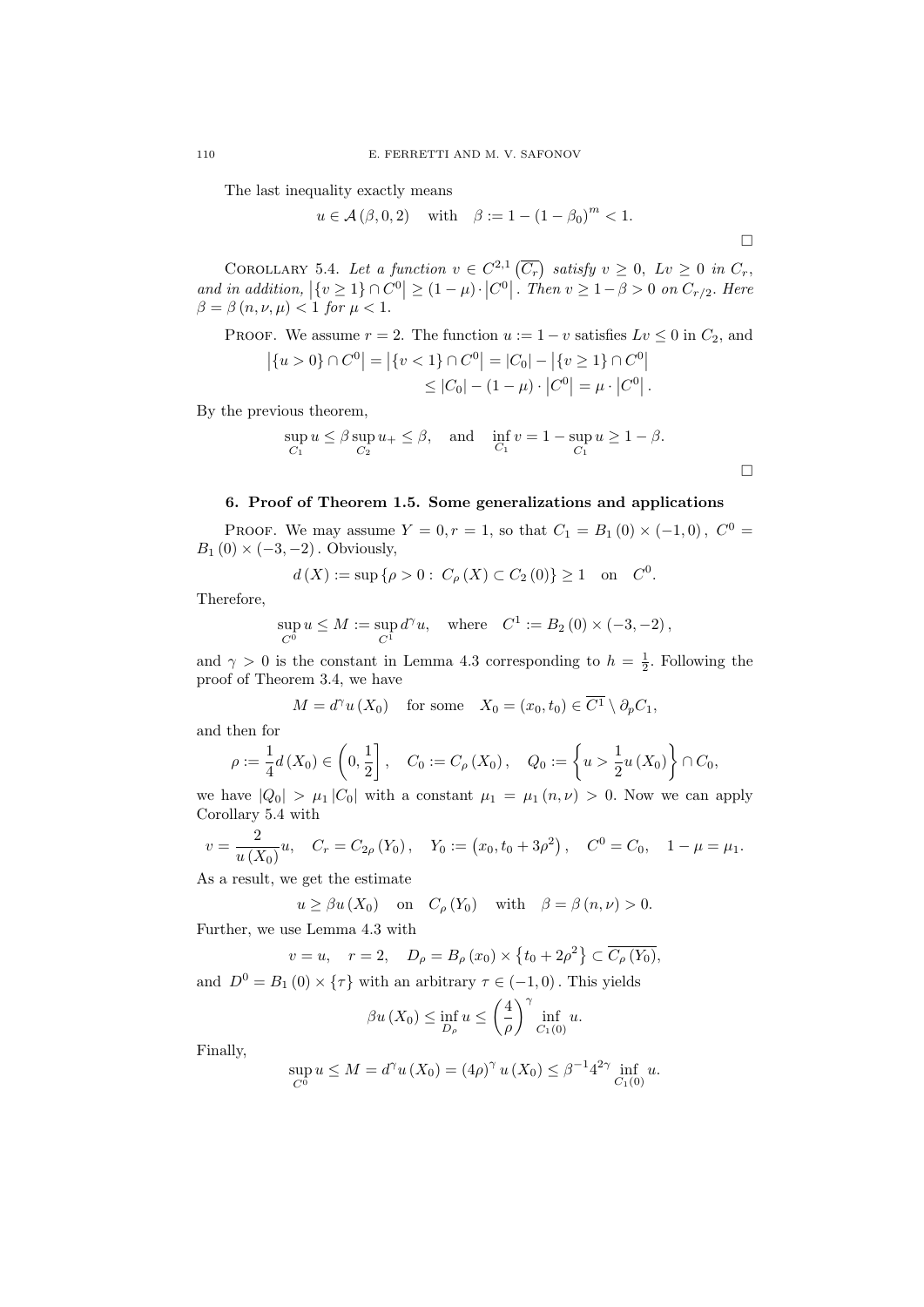The last inequality exactly means

$$u \in \mathcal{A}(\beta, 0, 2) \quad \text{with} \quad \beta := 1 - (1 - \beta_0)^m < 1.$$

$\square$

COROLLARY 5.4. *Let a function $v \in C^{2,1}\left(\overline{C_r}\right)$ satisfy $v \geq 0$, $Lv \geq 0$ in $C_r$, and in addition, $\left|\{v \geq 1\} \cap C^0\right| \geq (1 - \mu) \cdot \left|C^0\right|$. Then $v \geq 1 - \beta > 0$ on $C_{r/2}$. Here $\beta = \beta(n, \nu, \mu) < 1$ for $\mu < 1$.*

PROOF. We assume $r = 2$. The function $u := 1 - v$ satisfies $Lv \leq 0$ in $C_2$, and

$$\begin{aligned} \left|\{u > 0\} \cap C^0\right| &= \left|\{v < 1\} \cap C^0\right| = |C_0| - \left|\{v \geq 1\} \cap C^0\right| \\ &\leq |C_0| - (1 - \mu) \cdot \left|C^0\right| = \mu \cdot \left|C^0\right|. \end{aligned}$$

By the previous theorem,

$$\sup_{C_1} u \leq \beta \sup_{C_2} u_+ \leq \beta, \quad \text{and} \quad \inf_{C_1} v = 1 - \sup_{C_1} u \geq 1 - \beta.$$

$\square$

## 6. Proof of Theorem 1.5. Some generalizations and applications

PROOF. We may assume $Y = 0, r = 1$, so that $C_1 = B_1(0) \times (-1, 0)$, $C^0 = B_1(0) \times (-3, -2)$. Obviously,

$$d(X) := \sup\{\rho > 0 : \ C_\rho(X) \subset C_2(0)\} \geq 1 \quad \text{on} \quad C^0.$$

Therefore,

$$\sup_{C^0} u \leq M := \sup_{C^1} d^\gamma u, \quad \text{where} \quad C^1 := B_2(0) \times (-3, -2),$$

and $\gamma > 0$ is the constant in Lemma 4.3 corresponding to $h = \frac{1}{2}$. Following the proof of Theorem 3.4, we have

$$M = d^\gamma u(X_0) \quad \text{for some} \quad X_0 = (x_0, t_0) \in \overline{C^1} \setminus \partial_p C_1,$$

and then for

$$\rho := \frac{1}{4} d(X_0) \in \left(0, \frac{1}{2}\right], \quad C_0 := C_\rho(X_0), \quad Q_0 := \left\{u > \frac{1}{2} u(X_0)\right\} \cap C_0,$$

we have $|Q_0| > \mu_1 |C_0|$ with a constant $\mu_1 = \mu_1(n, \nu) > 0$. Now we can apply Corollary 5.4 with

$$v = \frac{2}{u(X_0)} u, \quad C_r = C_{2\rho}(Y_0), \quad Y_0 := \left(x_0, t_0 + 3\rho^2\right), \quad C^0 = C_0, \quad 1 - \mu = \mu_1.$$

As a result, we get the estimate

$$u \geq \beta u(X_0) \quad \text{on} \quad C_\rho(Y_0) \quad \text{with} \quad \beta = \beta(n, \nu) > 0.$$

Further, we use Lemma 4.3 with

$$v = u, \quad r = 2, \quad D_\rho = B_\rho(x_0) \times \left\{t_0 + 2\rho^2\right\} \subset \overline{C_\rho(Y_0)},$$

and $D^0 = B_1(0) \times \{\tau\}$ with an arbitrary $\tau \in (-1, 0)$. This yields

$$\beta u(X_0) \leq \inf_{D_\rho} u \leq \left(\frac{4}{\rho}\right)^\gamma \inf_{C_1(0)} u.$$

Finally,

$$\sup_{C^0} u \leq M = d^\gamma u(X_0) = (4\rho)^\gamma u(X_0) \leq \beta^{-1} 4^{2\gamma} \inf_{C_1(0)} u.$$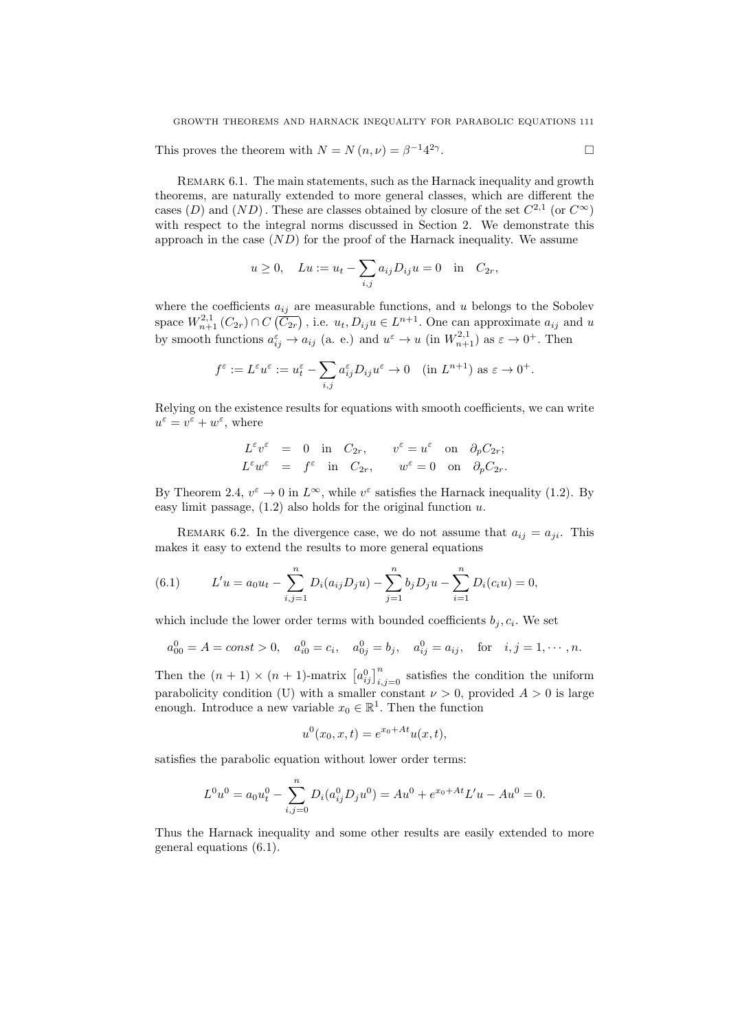This proves the theorem with $N = N(n, \nu) = \beta^{-1} 4^{2\gamma}$. $\square$

Remark 6.1. The main statements, such as the Harnack inequality and growth theorems, are naturally extended to more general classes, which are different the cases $(D)$ and $(ND)$. These are classes obtained by closure of the set $C^{2,1}$ (or $C^{\infty}$) with respect to the integral norms discussed in Section 2. We demonstrate this approach in the case $(ND)$ for the proof of the Harnack inequality. We assume

$$u \geq 0, \quad Lu := u_t - \sum_{i,j} a_{ij} D_{ij} u = 0 \quad \text{in} \quad C_{2r},$$

where the coefficients $a_{ij}$ are measurable functions, and $u$ belongs to the Sobolev space $W^{2,1}_{n+1}(C_{2r}) \cap C\left(\overline{C_{2r}}\right)$, i.e. $u_t, D_{ij} u \in L^{n+1}$. One can approximate $a_{ij}$ and $u$ by smooth functions $a^{\varepsilon}_{ij} \to a_{ij}$ (a. e.) and $u^{\varepsilon} \to u$ (in $W^{2,1}_{n+1}$) as $\varepsilon \to 0^+$. Then

$$f^{\varepsilon} := L^{\varepsilon} u^{\varepsilon} := u^{\varepsilon}_t - \sum_{i,j} a^{\varepsilon}_{ij} D_{ij} u^{\varepsilon} \to 0 \quad (\text{in } L^{n+1}) \text{ as } \varepsilon \to 0^+.$$

Relying on the existence results for equations with smooth coefficients, we can write $u^{\varepsilon} = v^{\varepsilon} + w^{\varepsilon}$, where

$$\begin{aligned} L^{\varepsilon} v^{\varepsilon} &= 0 \quad \text{in} \quad C_{2r}, \qquad v^{\varepsilon} = u^{\varepsilon} \quad \text{on} \quad \partial_p C_{2r}; \\ L^{\varepsilon} w^{\varepsilon} &= f^{\varepsilon} \quad \text{in} \quad C_{2r}, \qquad w^{\varepsilon} = 0 \quad \text{on} \quad \partial_p C_{2r}. \end{aligned}$$

By Theorem 2.4, $v^{\varepsilon} \to 0$ in $L^{\infty}$, while $v^{\varepsilon}$ satisfies the Harnack inequality (1.2). By easy limit passage, (1.2) also holds for the original function $u$.

Remark 6.2. In the divergence case, we do not assume that $a_{ij} = a_{ji}$. This makes it easy to extend the results to more general equations

$$L' u = a_0 u_t - \sum_{i,j=1}^{n} D_i(a_{ij} D_j u) - \sum_{j=1}^{n} b_j D_j u - \sum_{i=1}^{n} D_i(c_i u) = 0, \tag{6.1}$$

which include the lower order terms with bounded coefficients $b_j, c_i$. We set

$$a^0_{00} = A = const > 0, \quad a^0_{i0} = c_i, \quad a^0_{0j} = b_j, \quad a^0_{ij} = a_{ij}, \quad \text{for} \quad i, j = 1, \cdots, n.$$

Then the $(n+1) \times (n+1)$-matrix $\left[a^0_{ij}\right]^n_{i,j=0}$ satisfies the condition the uniform parabolicity condition (U) with a smaller constant $\nu > 0$, provided $A > 0$ is large enough. Introduce a new variable $x_0 \in \mathbb{R}^1$. Then the function

$$u^0(x_0, x, t) = e^{x_0 + At} u(x, t),$$

satisfies the parabolic equation without lower order terms:

$$L^0 u^0 = a_0 u^0_t - \sum_{i,j=0}^{n} D_i(a^0_{ij} D_j u^0) = A u^0 + e^{x_0 + At} L' u - A u^0 = 0.$$

Thus the Harnack inequality and some other results are easily extended to more general equations (6.1).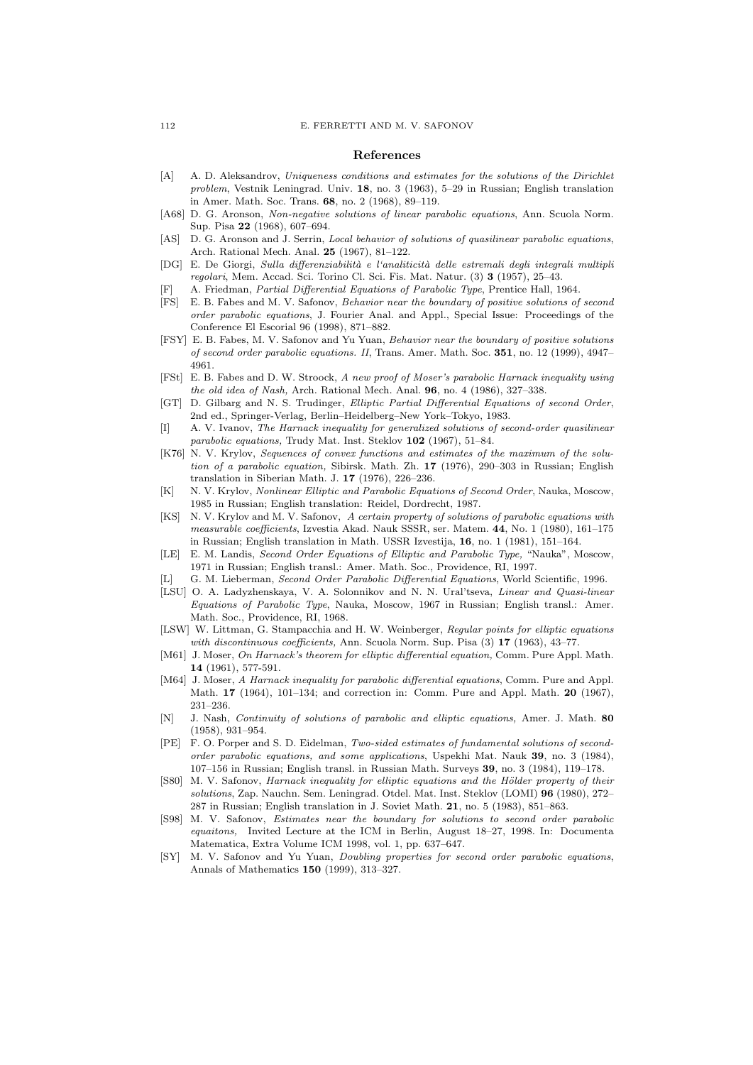## References

[A] A. D. Aleksandrov, *Uniqueness conditions and estimates for the solutions of the Dirichlet problem*, Vestnik Leningrad. Univ. **18**, no. 3 (1963), 5–29 in Russian; English translation in Amer. Math. Soc. Trans. **68**, no. 2 (1968), 89–119.

[A68] D. G. Aronson, *Non-negative solutions of linear parabolic equations*, Ann. Scuola Norm. Sup. Pisa **22** (1968), 607–694.

[AS] D. G. Aronson and J. Serrin, *Local behavior of solutions of quasilinear parabolic equations*, Arch. Rational Mech. Anal. **25** (1967), 81–122.

[DG] E. De Giorgi, *Sulla differenziabilità e l'analiticità delle estremali degli integrali multipli regolari*, Mem. Accad. Sci. Torino Cl. Sci. Fis. Mat. Natur. (3) **3** (1957), 25–43.

[F] A. Friedman, *Partial Differential Equations of Parabolic Type*, Prentice Hall, 1964.

[FS] E. B. Fabes and M. V. Safonov, *Behavior near the boundary of positive solutions of second order parabolic equations*, J. Fourier Anal. and Appl., Special Issue: Proceedings of the Conference El Escorial 96 (1998), 871–882.

[FSY] E. B. Fabes, M. V. Safonov and Yu Yuan, *Behavior near the boundary of positive solutions of second order parabolic equations. II*, Trans. Amer. Math. Soc. **351**, no. 12 (1999), 4947–4961.

[FSt] E. B. Fabes and D. W. Stroock, *A new proof of Moser's parabolic Harnack inequality using the old idea of Nash,* Arch. Rational Mech. Anal. **96**, no. 4 (1986), 327–338.

[GT] D. Gilbarg and N. S. Trudinger, *Elliptic Partial Differential Equations of second Order*, 2nd ed., Springer-Verlag, Berlin–Heidelberg–New York–Tokyo, 1983.

[I] A. V. Ivanov, *The Harnack inequality for generalized solutions of second-order quasilinear parabolic equations,* Trudy Mat. Inst. Steklov **102** (1967), 51–84.

[K76] N. V. Krylov, *Sequences of convex functions and estimates of the maximum of the solution of a parabolic equation,* Sibirsk. Math. Zh. **17** (1976), 290–303 in Russian; English translation in Siberian Math. J. **17** (1976), 226–236.

[K] N. V. Krylov, *Nonlinear Elliptic and Parabolic Equations of Second Order*, Nauka, Moscow, 1985 in Russian; English translation: Reidel, Dordrecht, 1987.

[KS] N. V. Krylov and M. V. Safonov, *A certain property of solutions of parabolic equations with measurable coefficients*, Izvestia Akad. Nauk SSSR, ser. Matem. **44**, No. 1 (1980), 161–175 in Russian; English translation in Math. USSR Izvestija, **16**, no. 1 (1981), 151–164.

[LE] E. M. Landis, *Second Order Equations of Elliptic and Parabolic Type,* "Nauka", Moscow, 1971 in Russian; English transl.: Amer. Math. Soc., Providence, RI, 1997.

[L] G. M. Lieberman, *Second Order Parabolic Differential Equations*, World Scientific, 1996.

[LSU] O. A. Ladyzhenskaya, V. A. Solonnikov and N. N. Ural'tseva, *Linear and Quasi-linear Equations of Parabolic Type*, Nauka, Moscow, 1967 in Russian; English transl.: Amer. Math. Soc., Providence, RI, 1968.

[LSW] W. Littman, G. Stampacchia and H. W. Weinberger, *Regular points for elliptic equations with discontinuous coefficients,* Ann. Scuola Norm. Sup. Pisa (3) **17** (1963), 43–77.

[M61] J. Moser, *On Harnack's theorem for elliptic differential equation,* Comm. Pure Appl. Math. **14** (1961), 577-591.

[M64] J. Moser, *A Harnack inequality for parabolic differential equations*, Comm. Pure and Appl. Math. **17** (1964), 101–134; and correction in: Comm. Pure and Appl. Math. **20** (1967), 231–236.

[N] J. Nash, *Continuity of solutions of parabolic and elliptic equations,* Amer. J. Math. **80** (1958), 931–954.

[PE] F. O. Porper and S. D. Eidelman, *Two-sided estimates of fundamental solutions of second-order parabolic equations, and some applications*, Uspekhi Mat. Nauk **39**, no. 3 (1984), 107–156 in Russian; English transl. in Russian Math. Surveys **39**, no. 3 (1984), 119–178.

[S80] M. V. Safonov, *Harnack inequality for elliptic equations and the Hölder property of their solutions*, Zap. Nauchn. Sem. Leningrad. Otdel. Mat. Inst. Steklov (LOMI) **96** (1980), 272–287 in Russian; English translation in J. Soviet Math. **21**, no. 5 (1983), 851–863.

[S98] M. V. Safonov, *Estimates near the boundary for solutions to second order parabolic equaitons,* Invited Lecture at the ICM in Berlin, August 18–27, 1998. In: Documenta Matematica, Extra Volume ICM 1998, vol. 1, pp. 637–647.

[SY] M. V. Safonov and Yu Yuan, *Doubling properties for second order parabolic equations*, Annals of Mathematics **150** (1999), 313–327.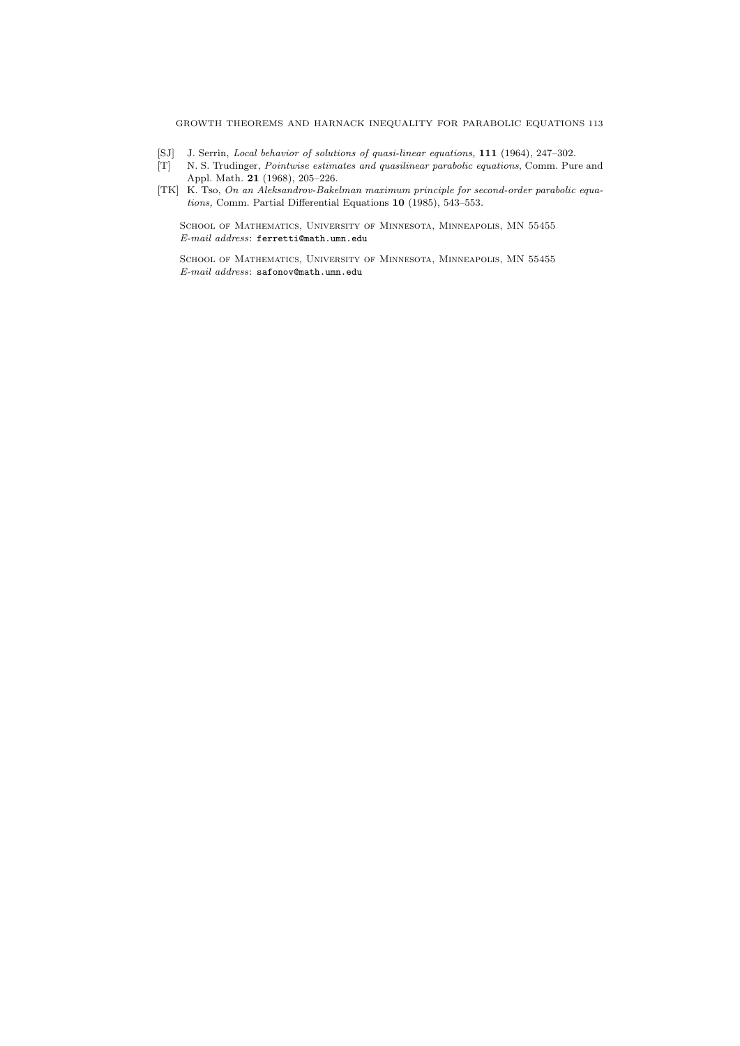[SJ] J. Serrin, *Local behavior of solutions of quasi-linear equations,* **111** (1964), 247–302.

[T] N. S. Trudinger, *Pointwise estimates and quasilinear parabolic equations*, Comm. Pure and Appl. Math. **21** (1968), 205–226.

[TK] K. Tso, *On an Aleksandrov-Bakelman maximum principle for second-order parabolic equations,* Comm. Partial Differential Equations **10** (1985), 543–553.

School of Mathematics, University of Minnesota, Minneapolis, MN 55455
*E-mail address*: ferretti@math.umn.edu

School of Mathematics, University of Minnesota, Minneapolis, MN 55455
*E-mail address*: safonov@math.umn.edu